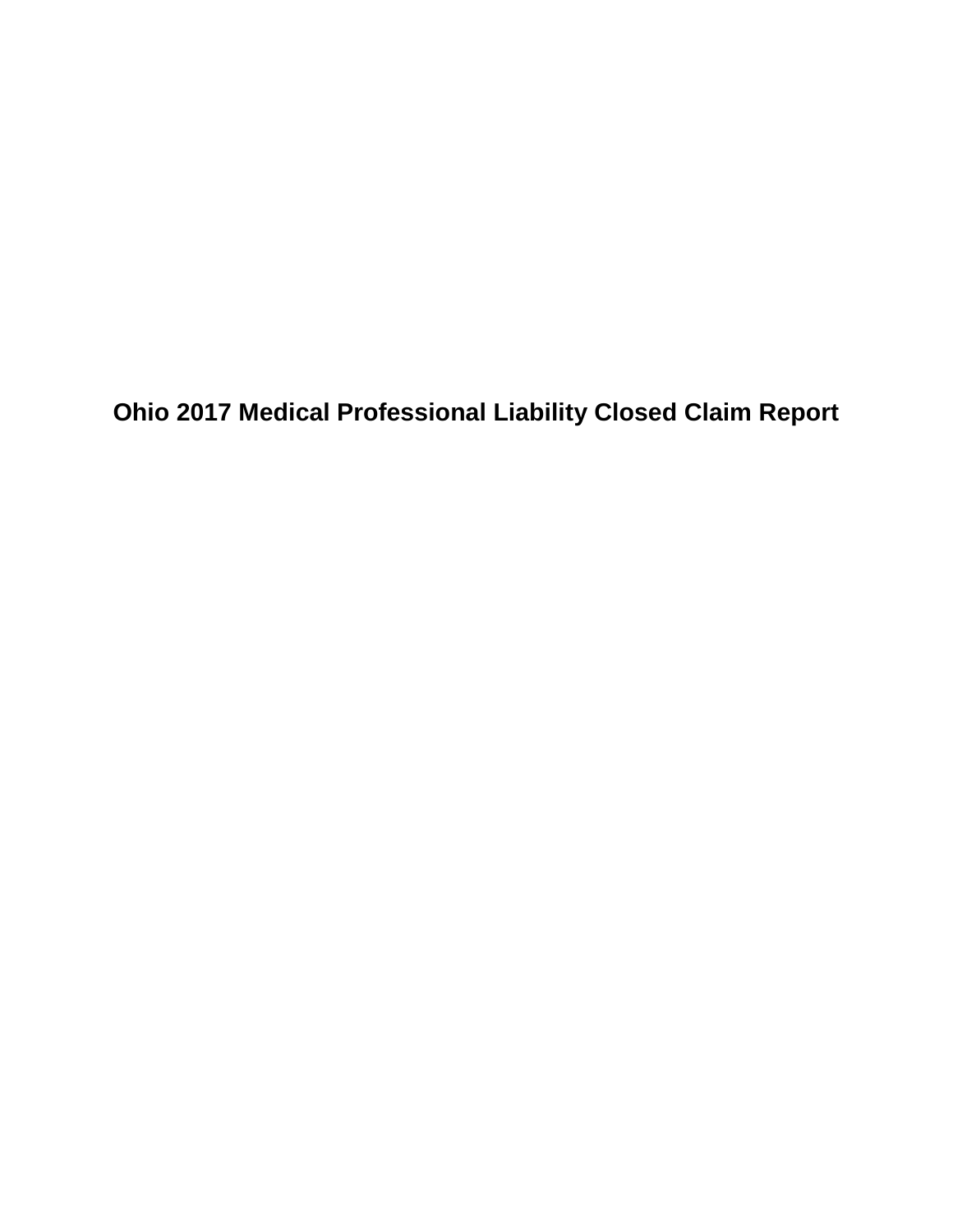# Ohio 2017 Medical Professional Liability Closed Claim Report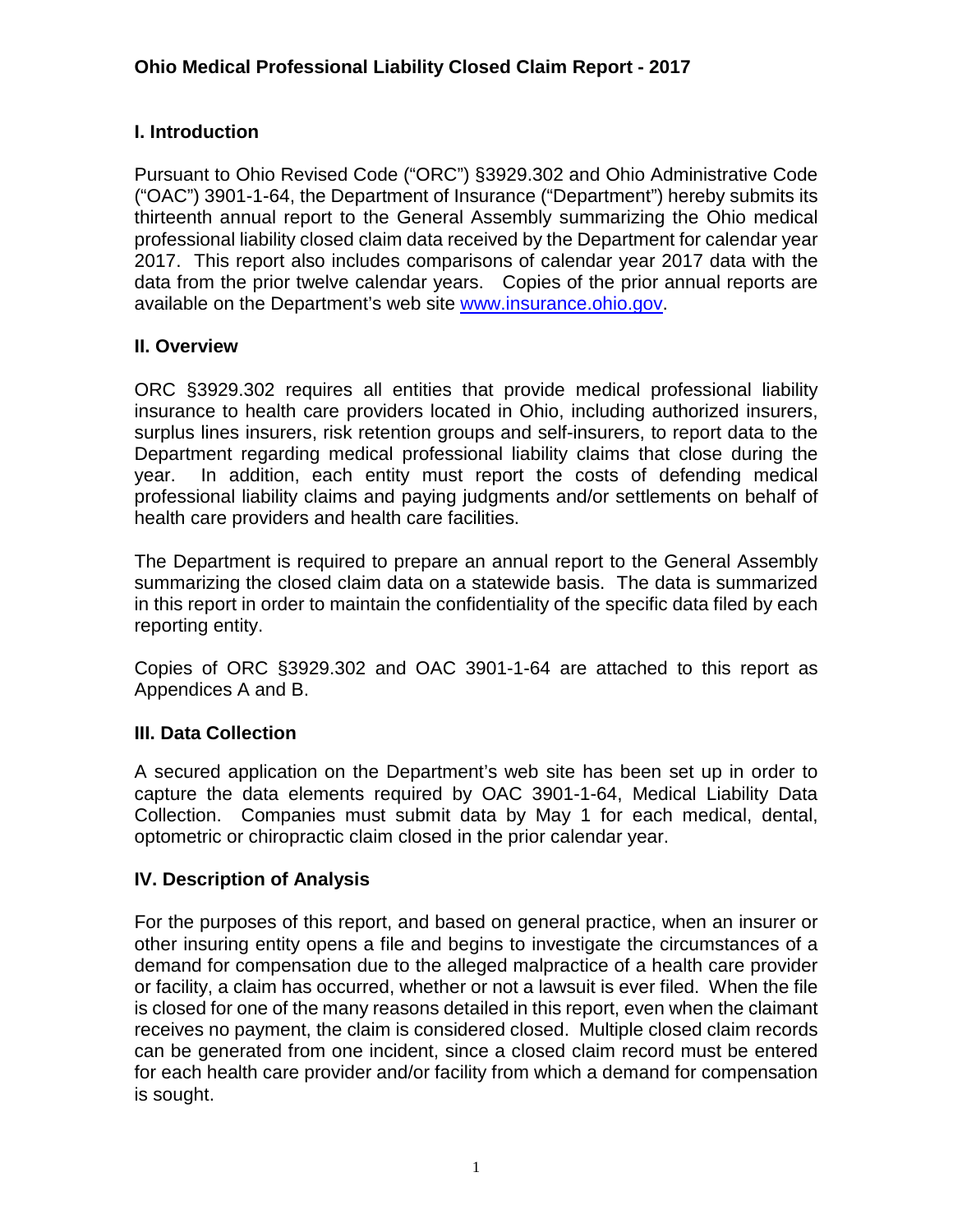# Ohio Medical Professional Liability Closed Claim Report - 2017

## I. Introduction

Pursuant to Ohio Revised Code ("ORC") §3929.302 and Ohio Administrative Code ("OAC") 3901-1-64, the Department of Insurance ("Department") hereby submits its thirteenth annual report to the General Assembly summarizing the Ohio medical professional liability closed claim data received by the Department for calendar year 2017. This report also includes comparisons of calendar year 2017 data with the data from the prior twelve calendar years. Copies of the prior annual reports are available on the Department's web site [www.insurance.ohio.gov](http://www.insurance.ohio.gov).

## II. Overview

ORC §3929.302 requires all entities that provide medical professional liability insurance to health care providers located in Ohio, including authorized insurers, surplus lines insurers, risk retention groups and self-insurers, to report data to the Department regarding medical professional liability claims that close during the year. In addition, each entity must report the costs of defending medical professional liability claims and paying judgments and/or settlements on behalf of health care providers and health care facilities.

The Department is required to prepare an annual report to the General Assembly summarizing the closed claim data on a statewide basis. The data is summarized in this report in order to maintain the confidentiality of the specific data filed by each reporting entity.

Copies of ORC §3929.302 and OAC 3901-1-64 are attached to this report as Appendices A and B.

## III. Data Collection

A secured application on the Department's web site has been set up in order to capture the data elements required by OAC 3901-1-64, Medical Liability Data Collection. Companies must submit data by May 1 for each medical, dental, optometric or chiropractic claim closed in the prior calendar year.

## IV. Description of Analysis

For the purposes of this report, and based on general practice, when an insurer or other insuring entity opens a file and begins to investigate the circumstances of a demand for compensation due to the alleged malpractice of a health care provider or facility, a claim has occurred, whether or not a lawsuit is ever filed. When the file is closed for one of the many reasons detailed in this report, even when the claimant receives no payment, the claim is considered closed. Multiple closed claim records can be generated from one incident, since a closed claim record must be entered for each health care provider and/or facility from which a demand for compensation is sought.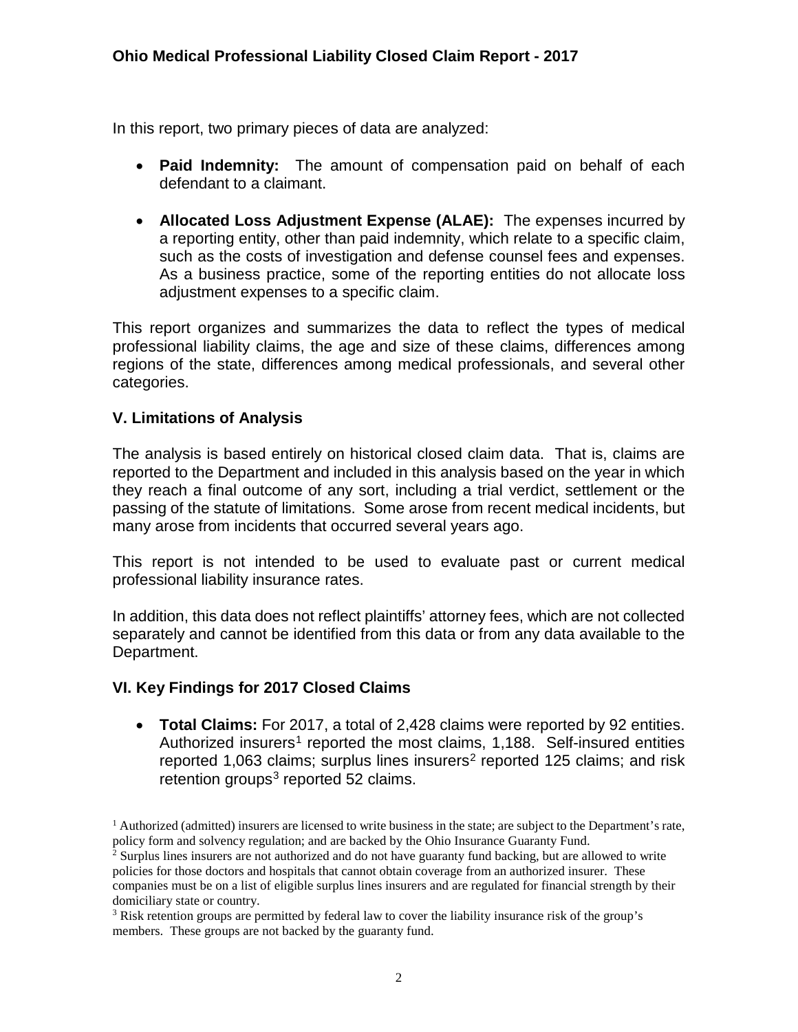In this report, two primary pieces of data are analyzed:

- **Paid Indemnity:** The amount of compensation paid on behalf of each defendant to a claimant.
- **Allocated Loss Adjustment Expense (ALAE):** The expenses incurred by a reporting entity, other than paid indemnity, which relate to a specific claim, such as the costs of investigation and defense counsel fees and expenses. As a business practice, some of the reporting entities do not allocate loss adjustment expenses to a specific claim.

This report organizes and summarizes the data to reflect the types of medical professional liability claims, the age and size of these claims, differences among regions of the state, differences among medical professionals, and several other categories.

## V. Limitations of Analysis

The analysis is based entirely on historical closed claim data. That is, claims are reported to the Department and included in this analysis based on the year in which they reach a final outcome of any sort, including a trial verdict, settlement or the passing of the statute of limitations. Some arose from recent medical incidents, but many arose from incidents that occurred several years ago.

This report is not intended to be used to evaluate past or current medical professional liability insurance rates.

In addition, this data does not reflect plaintiffs' attorney fees, which are not collected separately and cannot be identified from this data or from any data available to the Department.

## VI. Key Findings for 2017 Closed Claims

- **Total Claims:** For 2017, a total of 2,428 claims were reported by 92 entities. Authorized insurers[1] reported the most claims, 1,188. Self-insured entities reported 1,063 claims; surplus lines insurers[2] reported 125 claims; and risk retention groups[3] reported 52 claims.

[1] Authorized (admitted) insurers are licensed to write business in the state; are subject to the Department's rate, policy form and solvency regulation; and are backed by the Ohio Insurance Guaranty Fund.

[2] Surplus lines insurers are not authorized and do not have guaranty fund backing, but are allowed to write policies for those doctors and hospitals that cannot obtain coverage from an authorized insurer. These companies must be on a list of eligible surplus lines insurers and are regulated for financial strength by their domiciliary state or country.

[3] Risk retention groups are permitted by federal law to cover the liability insurance risk of the group's members. These groups are not backed by the guaranty fund.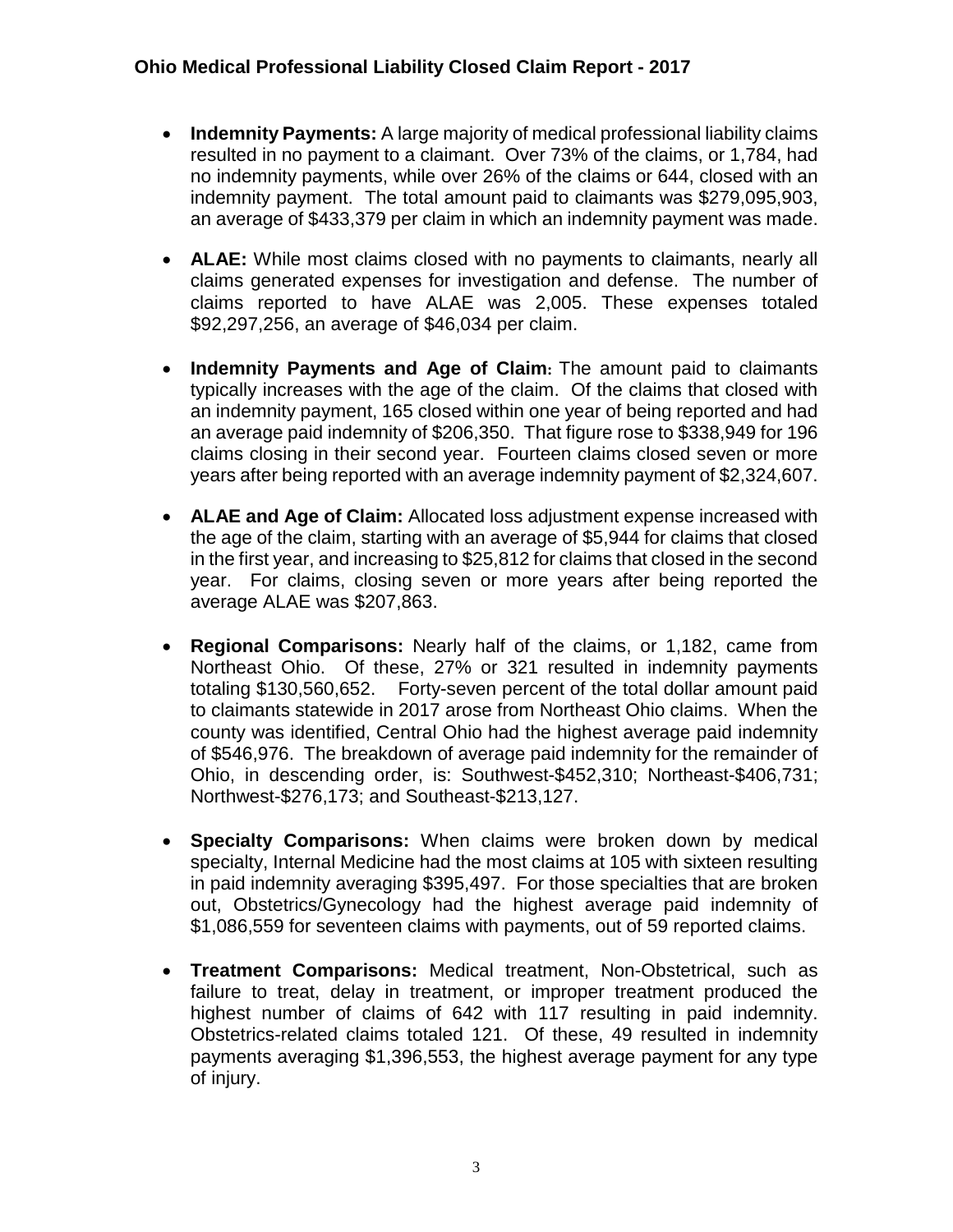- **Indemnity Payments:** A large majority of medical professional liability claims resulted in no payment to a claimant. Over 73% of the claims, or 1,784, had no indemnity payments, while over 26% of the claims or 644, closed with an indemnity payment. The total amount paid to claimants was $279,095,903, an average of $433,379 per claim in which an indemnity payment was made.

- **ALAE:** While most claims closed with no payments to claimants, nearly all claims generated expenses for investigation and defense. The number of claims reported to have ALAE was 2,005. These expenses totaled $92,297,256, an average of $46,034 per claim.

- **Indemnity Payments and Age of Claim:** The amount paid to claimants typically increases with the age of the claim. Of the claims that closed with an indemnity payment, 165 closed within one year of being reported and had an average paid indemnity of $206,350. That figure rose to $338,949 for 196 claims closing in their second year. Fourteen claims closed seven or more years after being reported with an average indemnity payment of $2,324,607.

- **ALAE and Age of Claim:** Allocated loss adjustment expense increased with the age of the claim, starting with an average of $5,944 for claims that closed in the first year, and increasing to $25,812 for claims that closed in the second year. For claims, closing seven or more years after being reported the average ALAE was $207,863.

- **Regional Comparisons:** Nearly half of the claims, or 1,182, came from Northeast Ohio. Of these, 27% or 321 resulted in indemnity payments totaling $130,560,652. Forty-seven percent of the total dollar amount paid to claimants statewide in 2017 arose from Northeast Ohio claims. When the county was identified, Central Ohio had the highest average paid indemnity of $546,976. The breakdown of average paid indemnity for the remainder of Ohio, in descending order, is: Southwest-$452,310; Northeast-$406,731; Northwest-$276,173; and Southeast-$213,127.

- **Specialty Comparisons:** When claims were broken down by medical specialty, Internal Medicine had the most claims at 105 with sixteen resulting in paid indemnity averaging $395,497. For those specialties that are broken out, Obstetrics/Gynecology had the highest average paid indemnity of $1,086,559 for seventeen claims with payments, out of 59 reported claims.

- **Treatment Comparisons:** Medical treatment, Non-Obstetrical, such as failure to treat, delay in treatment, or improper treatment produced the highest number of claims of 642 with 117 resulting in paid indemnity. Obstetrics-related claims totaled 121. Of these, 49 resulted in indemnity payments averaging $1,396,553, the highest average payment for any type of injury.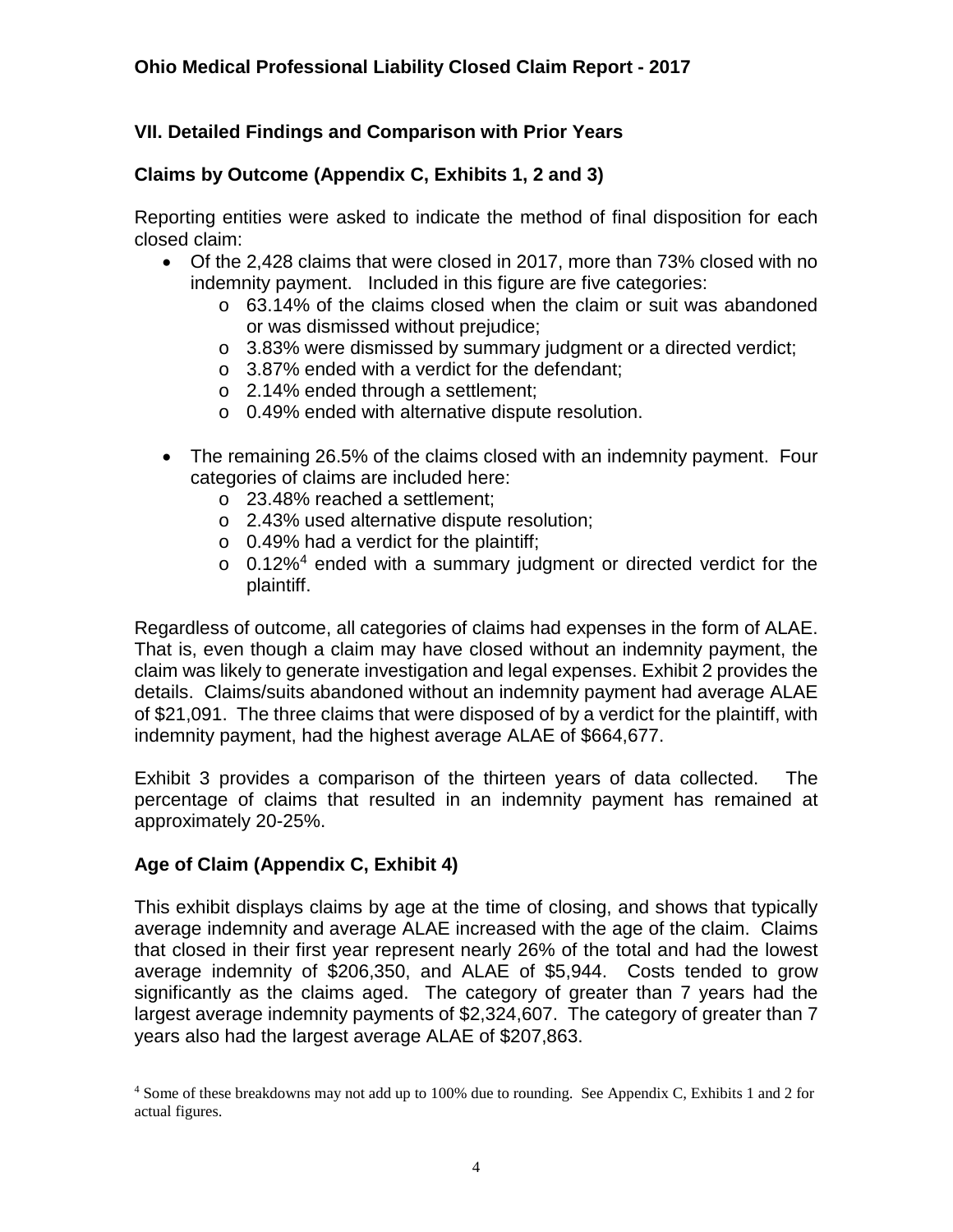## VII. Detailed Findings and Comparison with Prior Years

### Claims by Outcome (Appendix C, Exhibits 1, 2 and 3)

Reporting entities were asked to indicate the method of final disposition for each closed claim:

- Of the 2,428 claims that were closed in 2017, more than 73% closed with no indemnity payment. Included in this figure are five categories:
  - 63.14% of the claims closed when the claim or suit was abandoned or was dismissed without prejudice;
  - 3.83% were dismissed by summary judgment or a directed verdict;
  - 3.87% ended with a verdict for the defendant;
  - 2.14% ended through a settlement;
  - 0.49% ended with alternative dispute resolution.
- The remaining 26.5% of the claims closed with an indemnity payment. Four categories of claims are included here:
  - 23.48% reached a settlement;
  - 2.43% used alternative dispute resolution;
  - 0.49% had a verdict for the plaintiff;
  - 0.12%[4] ended with a summary judgment or directed verdict for the plaintiff.

Regardless of outcome, all categories of claims had expenses in the form of ALAE. That is, even though a claim may have closed without an indemnity payment, the claim was likely to generate investigation and legal expenses. Exhibit 2 provides the details. Claims/suits abandoned without an indemnity payment had average ALAE of $21,091. The three claims that were disposed of by a verdict for the plaintiff, with indemnity payment, had the highest average ALAE of $664,677.

Exhibit 3 provides a comparison of the thirteen years of data collected. The percentage of claims that resulted in an indemnity payment has remained at approximately 20-25%.

### Age of Claim (Appendix C, Exhibit 4)

This exhibit displays claims by age at the time of closing, and shows that typically average indemnity and average ALAE increased with the age of the claim. Claims that closed in their first year represent nearly 26% of the total and had the lowest average indemnity of $206,350, and ALAE of $5,944. Costs tended to grow significantly as the claims aged. The category of greater than 7 years had the largest average indemnity payments of $2,324,607. The category of greater than 7 years also had the largest average ALAE of $207,863.

[4] Some of these breakdowns may not add up to 100% due to rounding. See Appendix C, Exhibits 1 and 2 for actual figures.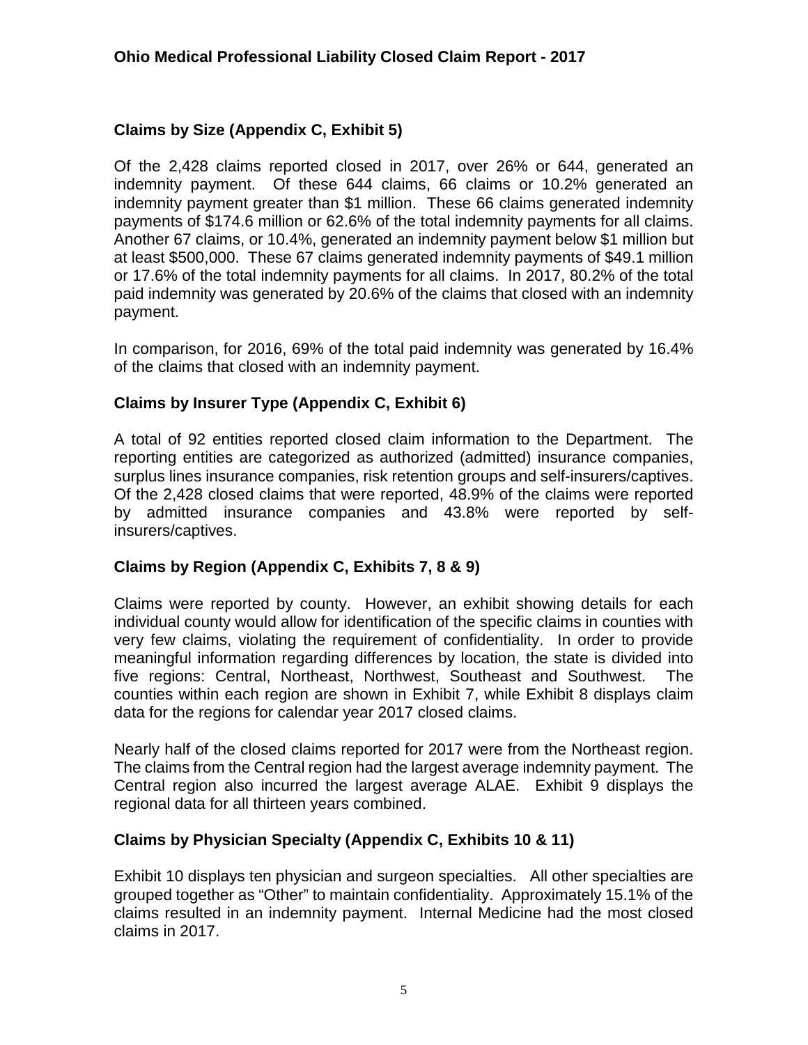## Claims by Size (Appendix C, Exhibit 5)

Of the 2,428 claims reported closed in 2017, over 26% or 644, generated an indemnity payment. Of these 644 claims, 66 claims or 10.2% generated an indemnity payment greater than $1 million. These 66 claims generated indemnity payments of $174.6 million or 62.6% of the total indemnity payments for all claims. Another 67 claims, or 10.4%, generated an indemnity payment below $1 million but at least $500,000. These 67 claims generated indemnity payments of $49.1 million or 17.6% of the total indemnity payments for all claims. In 2017, 80.2% of the total paid indemnity was generated by 20.6% of the claims that closed with an indemnity payment.

In comparison, for 2016, 69% of the total paid indemnity was generated by 16.4% of the claims that closed with an indemnity payment.

## Claims by Insurer Type (Appendix C, Exhibit 6)

A total of 92 entities reported closed claim information to the Department. The reporting entities are categorized as authorized (admitted) insurance companies, surplus lines insurance companies, risk retention groups and self-insurers/captives. Of the 2,428 closed claims that were reported, 48.9% of the claims were reported by admitted insurance companies and 43.8% were reported by self-insurers/captives.

## Claims by Region (Appendix C, Exhibits 7, 8 & 9)

Claims were reported by county. However, an exhibit showing details for each individual county would allow for identification of the specific claims in counties with very few claims, violating the requirement of confidentiality. In order to provide meaningful information regarding differences by location, the state is divided into five regions: Central, Northeast, Northwest, Southeast and Southwest. The counties within each region are shown in Exhibit 7, while Exhibit 8 displays claim data for the regions for calendar year 2017 closed claims.

Nearly half of the closed claims reported for 2017 were from the Northeast region. The claims from the Central region had the largest average indemnity payment. The Central region also incurred the largest average ALAE. Exhibit 9 displays the regional data for all thirteen years combined.

## Claims by Physician Specialty (Appendix C, Exhibits 10 & 11)

Exhibit 10 displays ten physician and surgeon specialties. All other specialties are grouped together as "Other" to maintain confidentiality. Approximately 15.1% of the claims resulted in an indemnity payment. Internal Medicine had the most closed claims in 2017.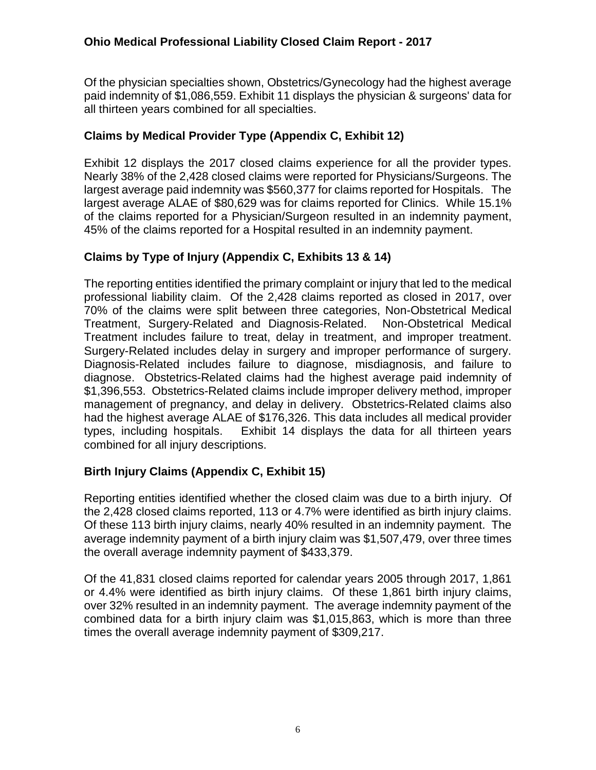Of the physician specialties shown, Obstetrics/Gynecology had the highest average paid indemnity of $1,086,559. Exhibit 11 displays the physician & surgeons' data for all thirteen years combined for all specialties.

### Claims by Medical Provider Type (Appendix C, Exhibit 12)

Exhibit 12 displays the 2017 closed claims experience for all the provider types. Nearly 38% of the 2,428 closed claims were reported for Physicians/Surgeons. The largest average paid indemnity was $560,377 for claims reported for Hospitals. The largest average ALAE of $80,629 was for claims reported for Clinics. While 15.1% of the claims reported for a Physician/Surgeon resulted in an indemnity payment, 45% of the claims reported for a Hospital resulted in an indemnity payment.

### Claims by Type of Injury (Appendix C, Exhibits 13 & 14)

The reporting entities identified the primary complaint or injury that led to the medical professional liability claim. Of the 2,428 claims reported as closed in 2017, over 70% of the claims were split between three categories, Non-Obstetrical Medical Treatment, Surgery-Related and Diagnosis-Related. Non-Obstetrical Medical Treatment includes failure to treat, delay in treatment, and improper treatment. Surgery-Related includes delay in surgery and improper performance of surgery. Diagnosis-Related includes failure to diagnose, misdiagnosis, and failure to diagnose. Obstetrics-Related claims had the highest average paid indemnity of $1,396,553. Obstetrics-Related claims include improper delivery method, improper management of pregnancy, and delay in delivery. Obstetrics-Related claims also had the highest average ALAE of $176,326. This data includes all medical provider types, including hospitals. Exhibit 14 displays the data for all thirteen years combined for all injury descriptions.

### Birth Injury Claims (Appendix C, Exhibit 15)

Reporting entities identified whether the closed claim was due to a birth injury. Of the 2,428 closed claims reported, 113 or 4.7% were identified as birth injury claims. Of these 113 birth injury claims, nearly 40% resulted in an indemnity payment. The average indemnity payment of a birth injury claim was $1,507,479, over three times the overall average indemnity payment of $433,379.

Of the 41,831 closed claims reported for calendar years 2005 through 2017, 1,861 or 4.4% were identified as birth injury claims. Of these 1,861 birth injury claims, over 32% resulted in an indemnity payment. The average indemnity payment of the combined data for a birth injury claim was $1,015,863, which is more than three times the overall average indemnity payment of $309,217.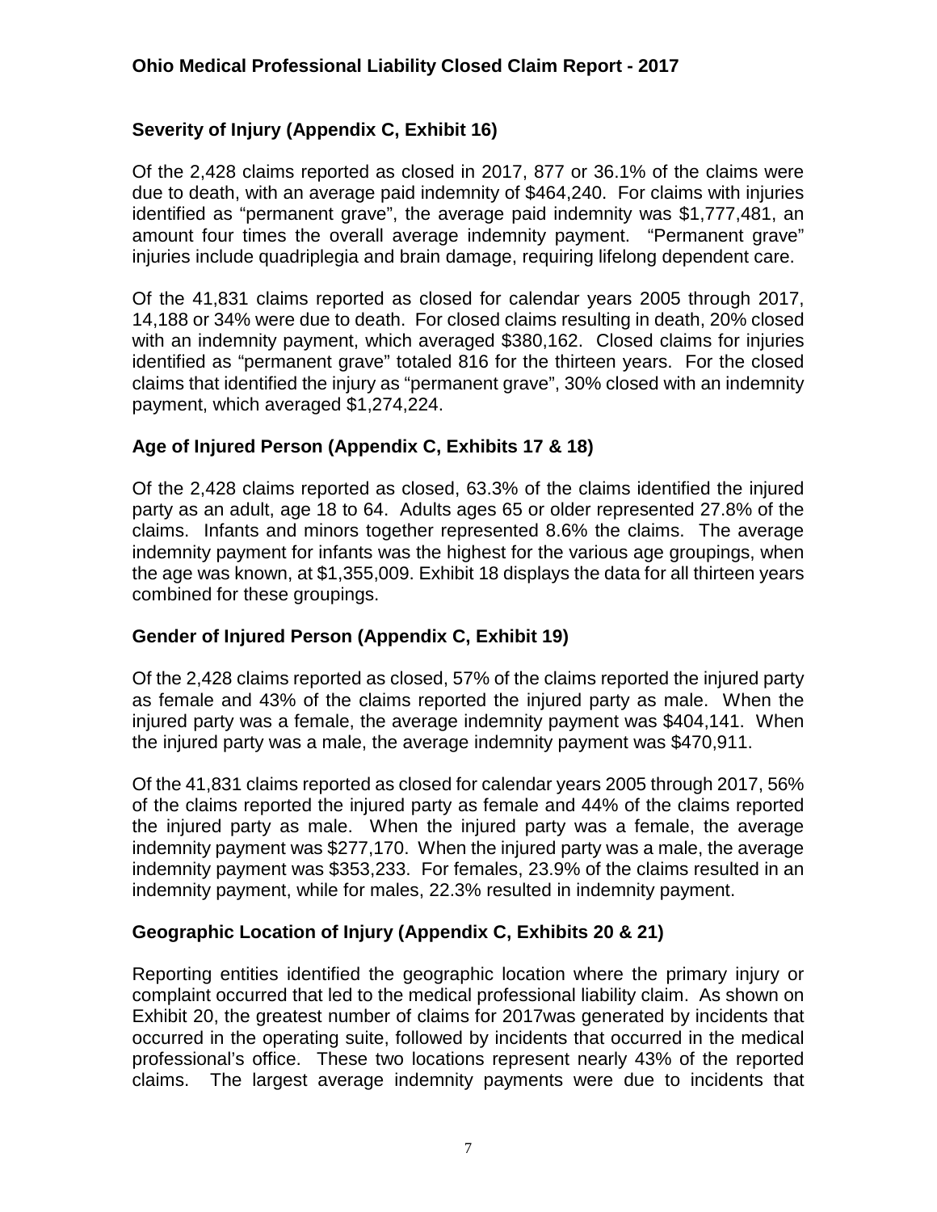### Severity of Injury (Appendix C, Exhibit 16)

Of the 2,428 claims reported as closed in 2017, 877 or 36.1% of the claims were due to death, with an average paid indemnity of $464,240. For claims with injuries identified as "permanent grave", the average paid indemnity was $1,777,481, an amount four times the overall average indemnity payment. "Permanent grave" injuries include quadriplegia and brain damage, requiring lifelong dependent care.

Of the 41,831 claims reported as closed for calendar years 2005 through 2017, 14,188 or 34% were due to death. For closed claims resulting in death, 20% closed with an indemnity payment, which averaged $380,162. Closed claims for injuries identified as "permanent grave" totaled 816 for the thirteen years. For the closed claims that identified the injury as "permanent grave", 30% closed with an indemnity payment, which averaged $1,274,224.

### Age of Injured Person (Appendix C, Exhibits 17 & 18)

Of the 2,428 claims reported as closed, 63.3% of the claims identified the injured party as an adult, age 18 to 64. Adults ages 65 or older represented 27.8% of the claims. Infants and minors together represented 8.6% the claims. The average indemnity payment for infants was the highest for the various age groupings, when the age was known, at $1,355,009. Exhibit 18 displays the data for all thirteen years combined for these groupings.

### Gender of Injured Person (Appendix C, Exhibit 19)

Of the 2,428 claims reported as closed, 57% of the claims reported the injured party as female and 43% of the claims reported the injured party as male. When the injured party was a female, the average indemnity payment was $404,141. When the injured party was a male, the average indemnity payment was $470,911.

Of the 41,831 claims reported as closed for calendar years 2005 through 2017, 56% of the claims reported the injured party as female and 44% of the claims reported the injured party as male. When the injured party was a female, the average indemnity payment was $277,170. When the injured party was a male, the average indemnity payment was $353,233. For females, 23.9% of the claims resulted in an indemnity payment, while for males, 22.3% resulted in indemnity payment.

### Geographic Location of Injury (Appendix C, Exhibits 20 & 21)

Reporting entities identified the geographic location where the primary injury or complaint occurred that led to the medical professional liability claim. As shown on Exhibit 20, the greatest number of claims for 2017was generated by incidents that occurred in the operating suite, followed by incidents that occurred in the medical professional's office. These two locations represent nearly 43% of the reported claims. The largest average indemnity payments were due to incidents that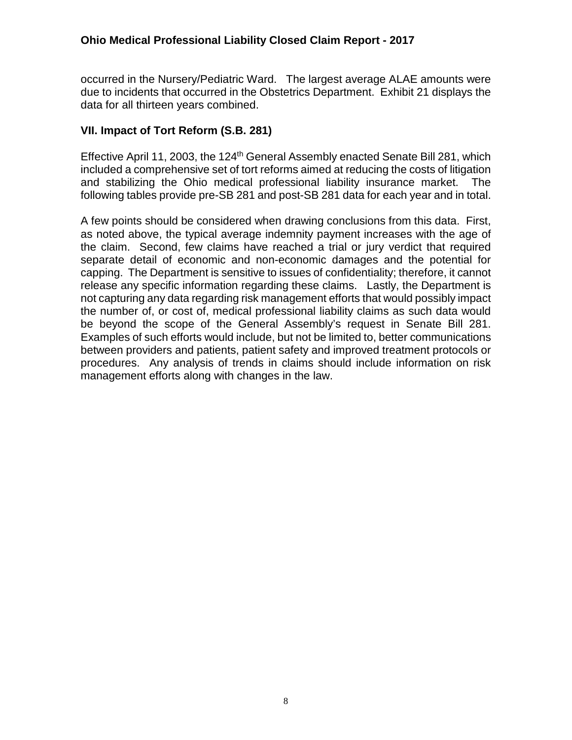occurred in the Nursery/Pediatric Ward. The largest average ALAE amounts were due to incidents that occurred in the Obstetrics Department. Exhibit 21 displays the data for all thirteen years combined.

## VII. Impact of Tort Reform (S.B. 281)

Effective April 11, 2003, the 124th General Assembly enacted Senate Bill 281, which included a comprehensive set of tort reforms aimed at reducing the costs of litigation and stabilizing the Ohio medical professional liability insurance market. The following tables provide pre-SB 281 and post-SB 281 data for each year and in total.

A few points should be considered when drawing conclusions from this data. First, as noted above, the typical average indemnity payment increases with the age of the claim. Second, few claims have reached a trial or jury verdict that required separate detail of economic and non-economic damages and the potential for capping. The Department is sensitive to issues of confidentiality; therefore, it cannot release any specific information regarding these claims. Lastly, the Department is not capturing any data regarding risk management efforts that would possibly impact the number of, or cost of, medical professional liability claims as such data would be beyond the scope of the General Assembly's request in Senate Bill 281. Examples of such efforts would include, but not be limited to, better communications between providers and patients, patient safety and improved treatment protocols or procedures. Any analysis of trends in claims should include information on risk management efforts along with changes in the law.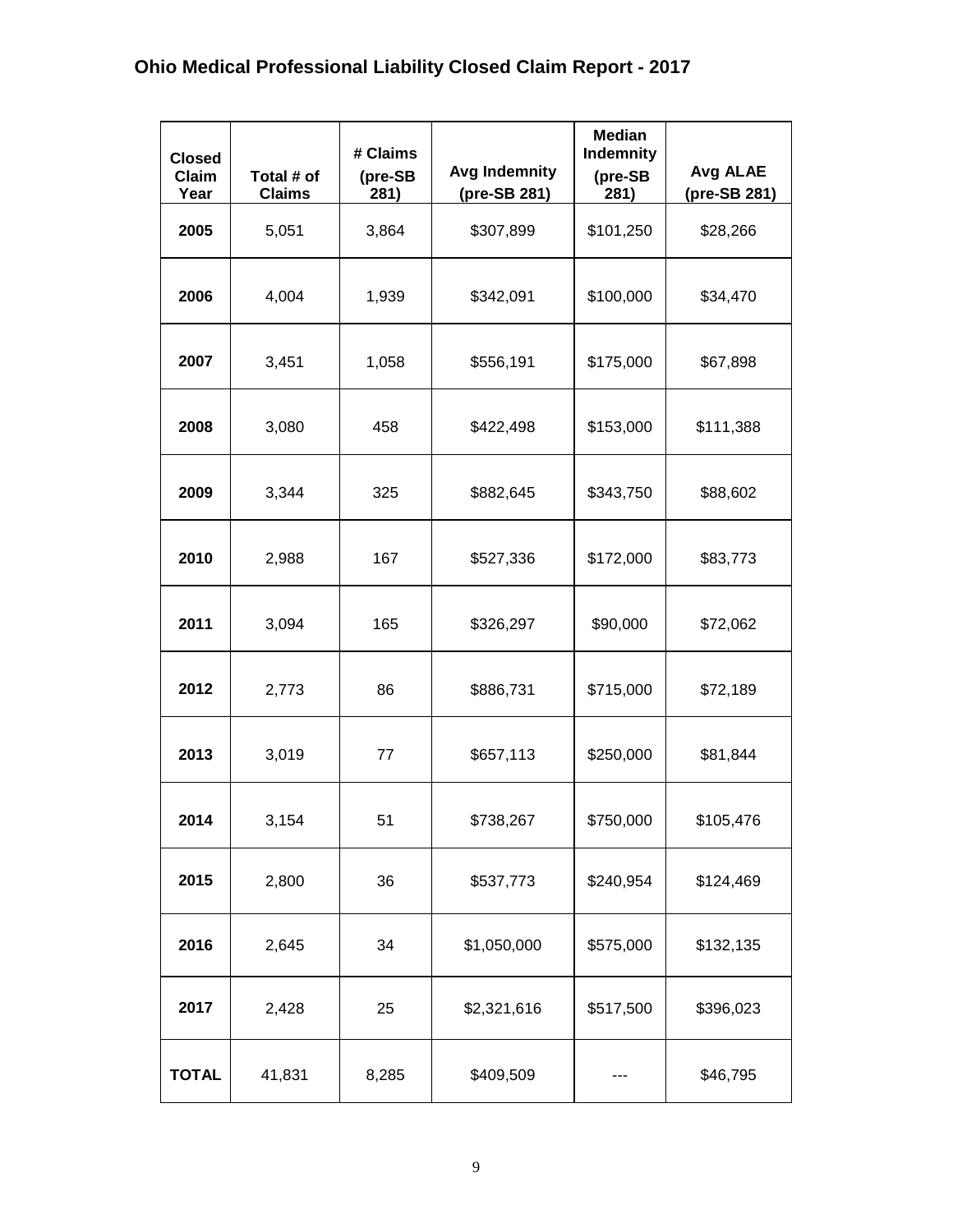# Ohio Medical Professional Liability Closed Claim Report - 2017

| Closed Claim Year | Total # of Claims | # Claims (pre-SB 281) | Avg Indemnity (pre-SB 281) | Median Indemnity (pre-SB 281) | Avg ALAE (pre-SB 281) |
|---|---|---|---|---|---|
| **2005** | 5,051 | 3,864 | $307,899 | $101,250 | $28,266 |
| **2006** | 4,004 | 1,939 | $342,091 | $100,000 | $34,470 |
| **2007** | 3,451 | 1,058 | $556,191 | $175,000 | $67,898 |
| **2008** | 3,080 | 458 | $422,498 | $153,000 | $111,388 |
| **2009** | 3,344 | 325 | $882,645 | $343,750 | $88,602 |
| **2010** | 2,988 | 167 | $527,336 | $172,000 | $83,773 |
| **2011** | 3,094 | 165 | $326,297 | $90,000 | $72,062 |
| **2012** | 2,773 | 86 | $886,731 | $715,000 | $72,189 |
| **2013** | 3,019 | 77 | $657,113 | $250,000 | $81,844 |
| **2014** | 3,154 | 51 | $738,267 | $750,000 | $105,476 |
| **2015** | 2,800 | 36 | $537,773 | $240,954 | $124,469 |
| **2016** | 2,645 | 34 | $1,050,000 | $575,000 | $132,135 |
| **2017** | 2,428 | 25 | $2,321,616 | $517,500 | $396,023 |
| **TOTAL** | 41,831 | 8,285 | $409,509 | --- | $46,795 |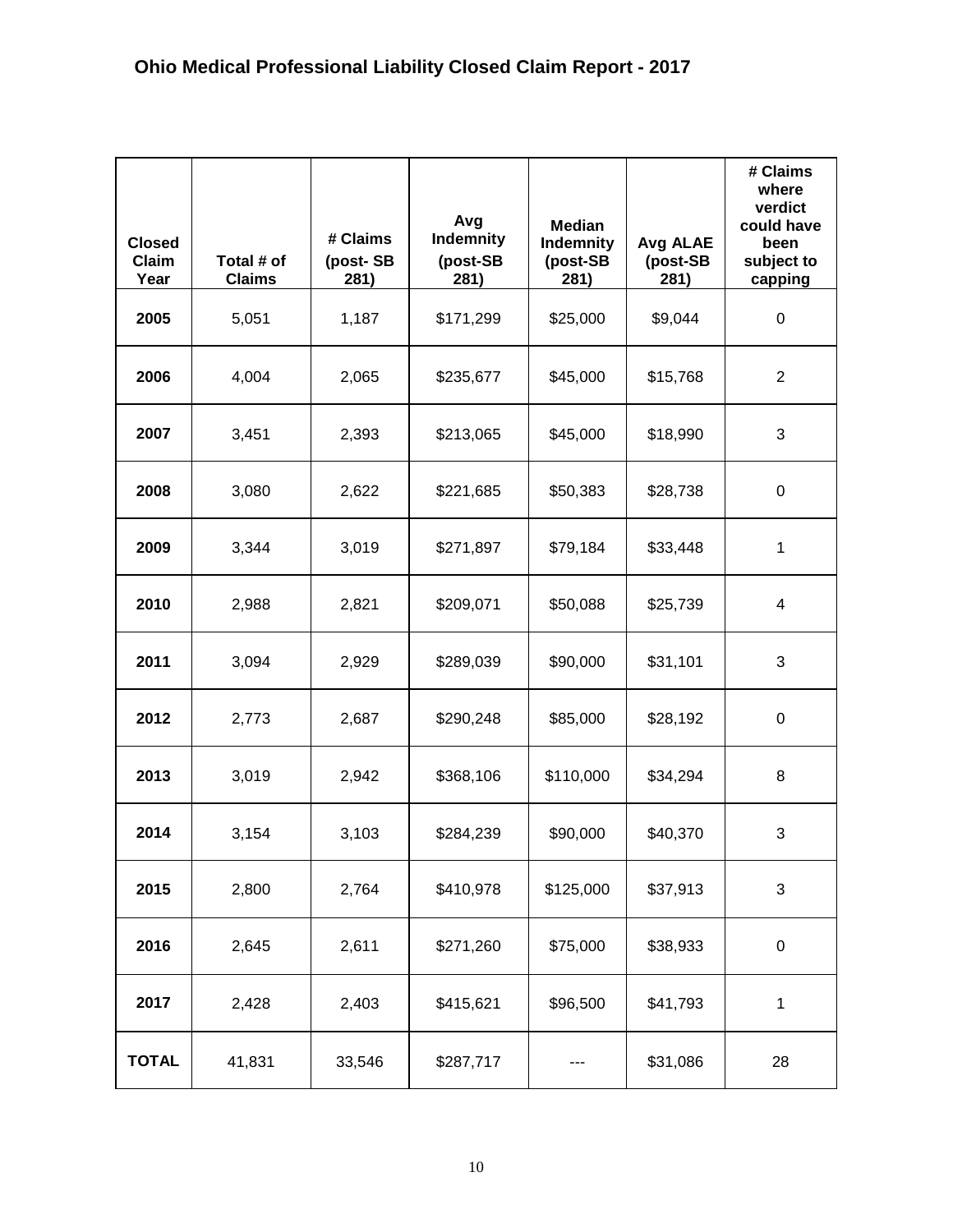## Ohio Medical Professional Liability Closed Claim Report - 2017

| Closed Claim Year | Total # of Claims | # Claims (post- SB 281) | Avg Indemnity (post-SB 281) | Median Indemnity (post-SB 281) | Avg ALAE (post-SB 281) | # Claims where verdict could have been subject to capping |
|---|---|---|---|---|---|---|
| **2005** | 5,051 | 1,187 | $171,299 | $25,000 | $9,044 | 0 |
| **2006** | 4,004 | 2,065 | $235,677 | $45,000 | $15,768 | 2 |
| **2007** | 3,451 | 2,393 | $213,065 | $45,000 | $18,990 | 3 |
| **2008** | 3,080 | 2,622 | $221,685 | $50,383 | $28,738 | 0 |
| **2009** | 3,344 | 3,019 | $271,897 | $79,184 | $33,448 | 1 |
| **2010** | 2,988 | 2,821 | $209,071 | $50,088 | $25,739 | 4 |
| **2011** | 3,094 | 2,929 | $289,039 | $90,000 | $31,101 | 3 |
| **2012** | 2,773 | 2,687 | $290,248 | $85,000 | $28,192 | 0 |
| **2013** | 3,019 | 2,942 | $368,106 | $110,000 | $34,294 | 8 |
| **2014** | 3,154 | 3,103 | $284,239 | $90,000 | $40,370 | 3 |
| **2015** | 2,800 | 2,764 | $410,978 | $125,000 | $37,913 | 3 |
| **2016** | 2,645 | 2,611 | $271,260 | $75,000 | $38,933 | 0 |
| **2017** | 2,428 | 2,403 | $415,621 | $96,500 | $41,793 | 1 |
| **TOTAL** | 41,831 | 33,546 | $287,717 | --- | $31,086 | 28 |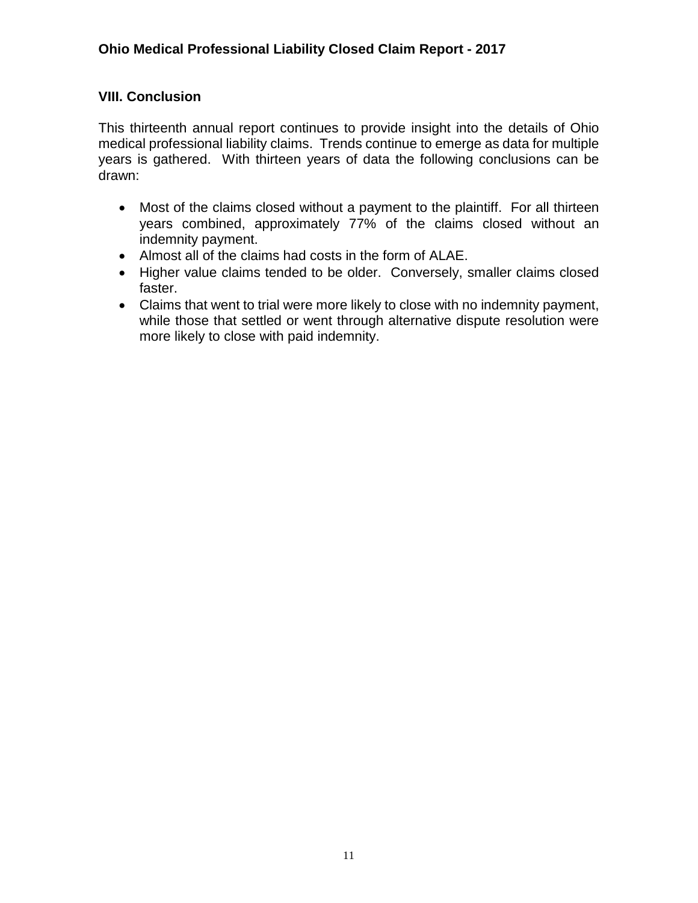## VIII. Conclusion

This thirteenth annual report continues to provide insight into the details of Ohio medical professional liability claims. Trends continue to emerge as data for multiple years is gathered. With thirteen years of data the following conclusions can be drawn:

- Most of the claims closed without a payment to the plaintiff. For all thirteen years combined, approximately 77% of the claims closed without an indemnity payment.
- Almost all of the claims had costs in the form of ALAE.
- Higher value claims tended to be older. Conversely, smaller claims closed faster.
- Claims that went to trial were more likely to close with no indemnity payment, while those that settled or went through alternative dispute resolution were more likely to close with paid indemnity.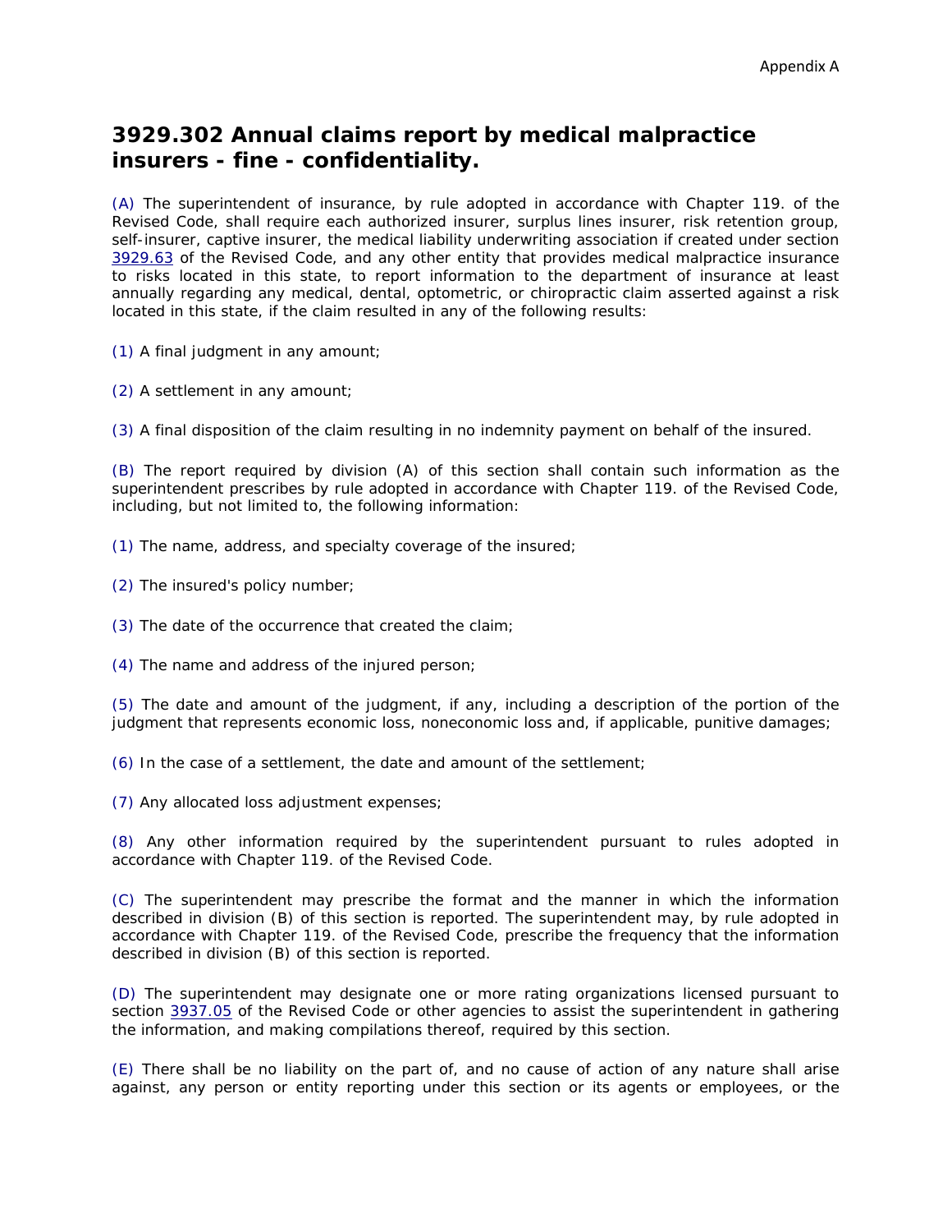Appendix A

## 3929.302 Annual claims report by medical malpractice insurers - fine - confidentiality.

(A) The superintendent of insurance, by rule adopted in accordance with Chapter 119. of the Revised Code, shall require each authorized insurer, surplus lines insurer, risk retention group, self-insurer, captive insurer, the medical liability underwriting association if created under section 3929.63 of the Revised Code, and any other entity that provides medical malpractice insurance to risks located in this state, to report information to the department of insurance at least annually regarding any medical, dental, optometric, or chiropractic claim asserted against a risk located in this state, if the claim resulted in any of the following results:

(1) A final judgment in any amount;

(2) A settlement in any amount;

(3) A final disposition of the claim resulting in no indemnity payment on behalf of the insured.

(B) The report required by division (A) of this section shall contain such information as the superintendent prescribes by rule adopted in accordance with Chapter 119. of the Revised Code, including, but not limited to, the following information:

(1) The name, address, and specialty coverage of the insured;

(2) The insured's policy number;

(3) The date of the occurrence that created the claim;

(4) The name and address of the injured person;

(5) The date and amount of the judgment, if any, including a description of the portion of the judgment that represents economic loss, noneconomic loss and, if applicable, punitive damages;

(6) In the case of a settlement, the date and amount of the settlement;

(7) Any allocated loss adjustment expenses;

(8) Any other information required by the superintendent pursuant to rules adopted in accordance with Chapter 119. of the Revised Code.

(C) The superintendent may prescribe the format and the manner in which the information described in division (B) of this section is reported. The superintendent may, by rule adopted in accordance with Chapter 119. of the Revised Code, prescribe the frequency that the information described in division (B) of this section is reported.

(D) The superintendent may designate one or more rating organizations licensed pursuant to section 3937.05 of the Revised Code or other agencies to assist the superintendent in gathering the information, and making compilations thereof, required by this section.

(E) There shall be no liability on the part of, and no cause of action of any nature shall arise against, any person or entity reporting under this section or its agents or employees, or the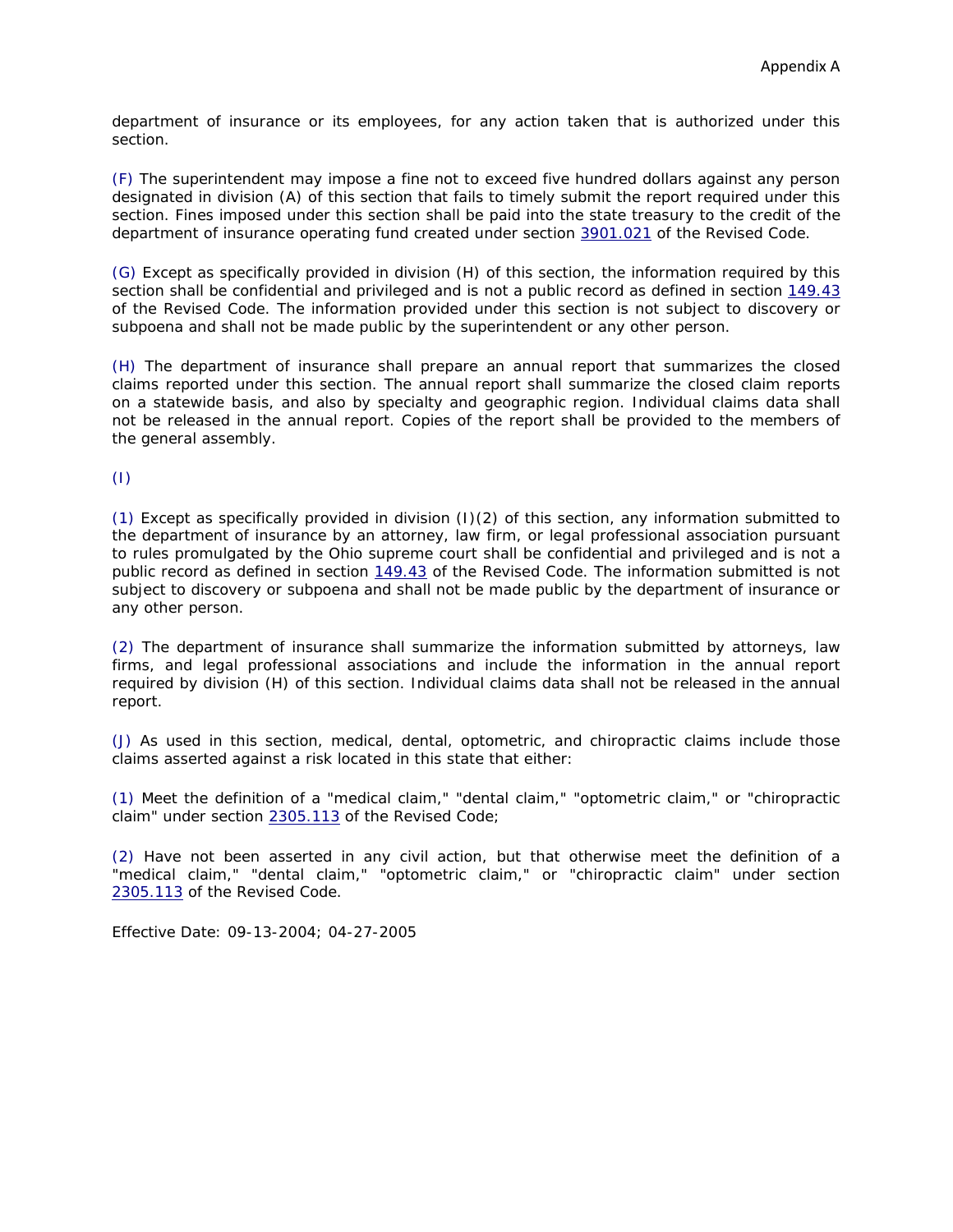department of insurance or its employees, for any action taken that is authorized under this section.

(F) The superintendent may impose a fine not to exceed five hundred dollars against any person designated in division (A) of this section that fails to timely submit the report required under this section. Fines imposed under this section shall be paid into the state treasury to the credit of the department of insurance operating fund created under section 3901.021 of the Revised Code.

(G) Except as specifically provided in division (H) of this section, the information required by this section shall be confidential and privileged and is not a public record as defined in section 149.43 of the Revised Code. The information provided under this section is not subject to discovery or subpoena and shall not be made public by the superintendent or any other person.

(H) The department of insurance shall prepare an annual report that summarizes the closed claims reported under this section. The annual report shall summarize the closed claim reports on a statewide basis, and also by specialty and geographic region. Individual claims data shall not be released in the annual report. Copies of the report shall be provided to the members of the general assembly.

(I)

(1) Except as specifically provided in division (I)(2) of this section, any information submitted to the department of insurance by an attorney, law firm, or legal professional association pursuant to rules promulgated by the Ohio supreme court shall be confidential and privileged and is not a public record as defined in section 149.43 of the Revised Code. The information submitted is not subject to discovery or subpoena and shall not be made public by the department of insurance or any other person.

(2) The department of insurance shall summarize the information submitted by attorneys, law firms, and legal professional associations and include the information in the annual report required by division (H) of this section. Individual claims data shall not be released in the annual report.

(J) As used in this section, medical, dental, optometric, and chiropractic claims include those claims asserted against a risk located in this state that either:

(1) Meet the definition of a "medical claim," "dental claim," "optometric claim," or "chiropractic claim" under section 2305.113 of the Revised Code;

(2) Have not been asserted in any civil action, but that otherwise meet the definition of a "medical claim," "dental claim," "optometric claim," or "chiropractic claim" under section 2305.113 of the Revised Code.

Effective Date: 09-13-2004; 04-27-2005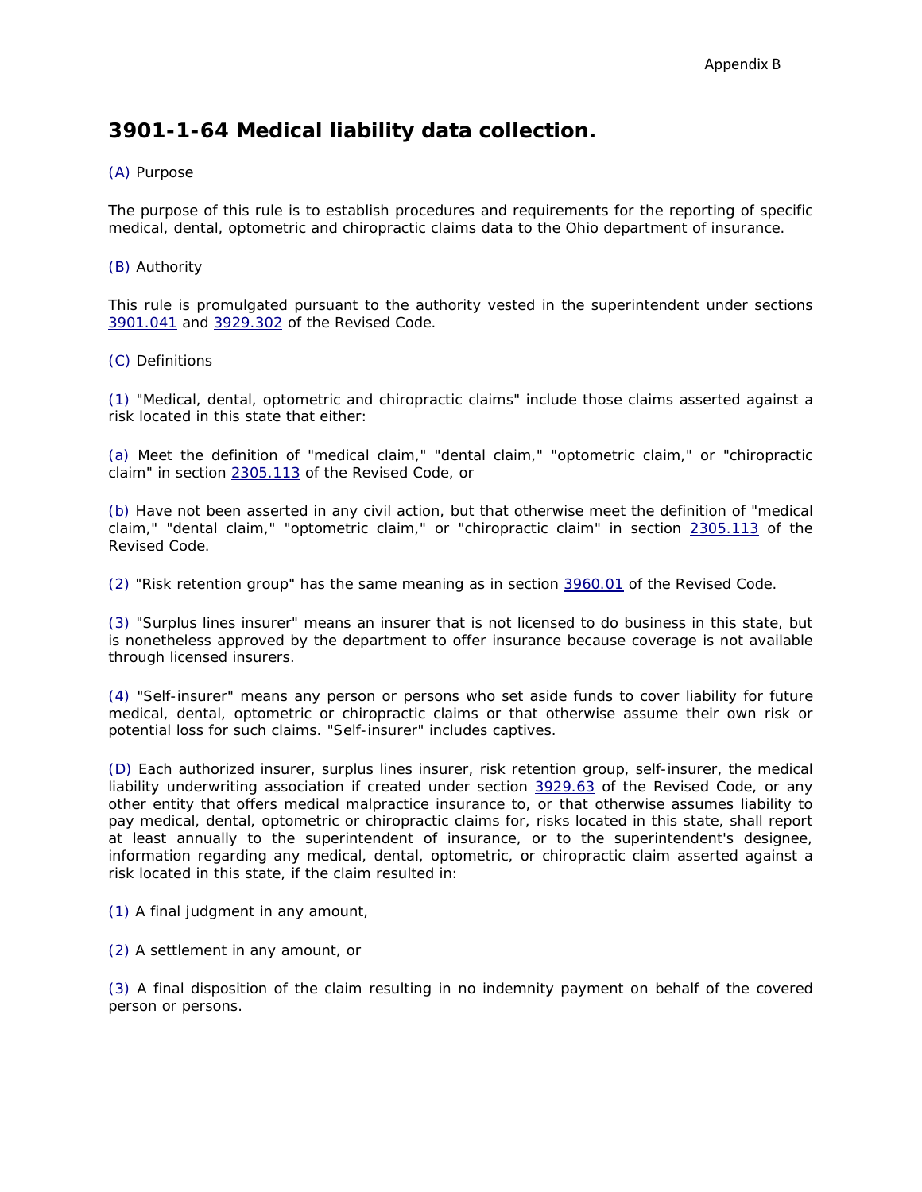Appendix B

# 3901-1-64 Medical liability data collection.

(A) Purpose

The purpose of this rule is to establish procedures and requirements for the reporting of specific medical, dental, optometric and chiropractic claims data to the Ohio department of insurance.

(B) Authority

This rule is promulgated pursuant to the authority vested in the superintendent under sections 3901.041 and 3929.302 of the Revised Code.

(C) Definitions

(1) "Medical, dental, optometric and chiropractic claims" include those claims asserted against a risk located in this state that either:

(a) Meet the definition of "medical claim," "dental claim," "optometric claim," or "chiropractic claim" in section 2305.113 of the Revised Code, or

(b) Have not been asserted in any civil action, but that otherwise meet the definition of "medical claim," "dental claim," "optometric claim," or "chiropractic claim" in section 2305.113 of the Revised Code.

(2) "Risk retention group" has the same meaning as in section 3960.01 of the Revised Code.

(3) "Surplus lines insurer" means an insurer that is not licensed to do business in this state, but is nonetheless approved by the department to offer insurance because coverage is not available through licensed insurers.

(4) "Self-insurer" means any person or persons who set aside funds to cover liability for future medical, dental, optometric or chiropractic claims or that otherwise assume their own risk or potential loss for such claims. "Self-insurer" includes captives.

(D) Each authorized insurer, surplus lines insurer, risk retention group, self-insurer, the medical liability underwriting association if created under section 3929.63 of the Revised Code, or any other entity that offers medical malpractice insurance to, or that otherwise assumes liability to pay medical, dental, optometric or chiropractic claims for, risks located in this state, shall report at least annually to the superintendent of insurance, or to the superintendent's designee, information regarding any medical, dental, optometric, or chiropractic claim asserted against a risk located in this state, if the claim resulted in:

(1) A final judgment in any amount,

(2) A settlement in any amount, or

(3) A final disposition of the claim resulting in no indemnity payment on behalf of the covered person or persons.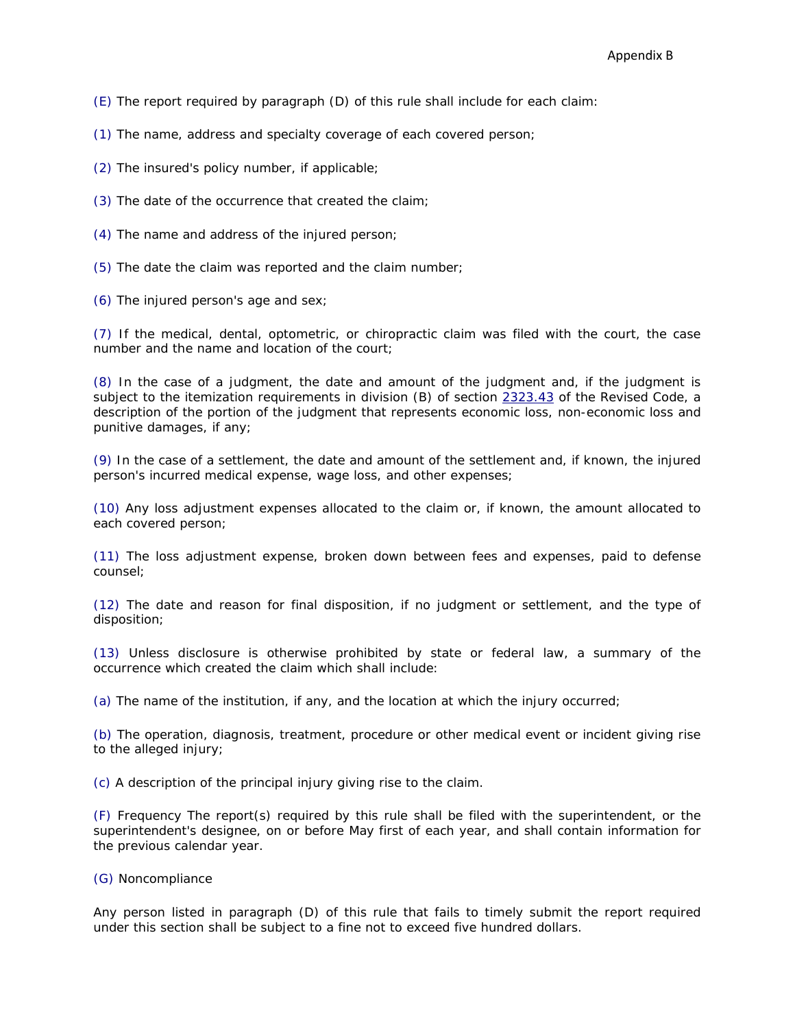(E) The report required by paragraph (D) of this rule shall include for each claim:

(1) The name, address and specialty coverage of each covered person;

(2) The insured's policy number, if applicable;

(3) The date of the occurrence that created the claim;

(4) The name and address of the injured person;

(5) The date the claim was reported and the claim number;

(6) The injured person's age and sex;

(7) If the medical, dental, optometric, or chiropractic claim was filed with the court, the case number and the name and location of the court;

(8) In the case of a judgment, the date and amount of the judgment and, if the judgment is subject to the itemization requirements in division (B) of section 2323.43 of the Revised Code, a description of the portion of the judgment that represents economic loss, non-economic loss and punitive damages, if any;

(9) In the case of a settlement, the date and amount of the settlement and, if known, the injured person's incurred medical expense, wage loss, and other expenses;

(10) Any loss adjustment expenses allocated to the claim or, if known, the amount allocated to each covered person;

(11) The loss adjustment expense, broken down between fees and expenses, paid to defense counsel;

(12) The date and reason for final disposition, if no judgment or settlement, and the type of disposition;

(13) Unless disclosure is otherwise prohibited by state or federal law, a summary of the occurrence which created the claim which shall include:

(a) The name of the institution, if any, and the location at which the injury occurred;

(b) The operation, diagnosis, treatment, procedure or other medical event or incident giving rise to the alleged injury;

(c) A description of the principal injury giving rise to the claim.

(F) Frequency The report(s) required by this rule shall be filed with the superintendent, or the superintendent's designee, on or before May first of each year, and shall contain information for the previous calendar year.

(G) Noncompliance

Any person listed in paragraph (D) of this rule that fails to timely submit the report required under this section shall be subject to a fine not to exceed five hundred dollars.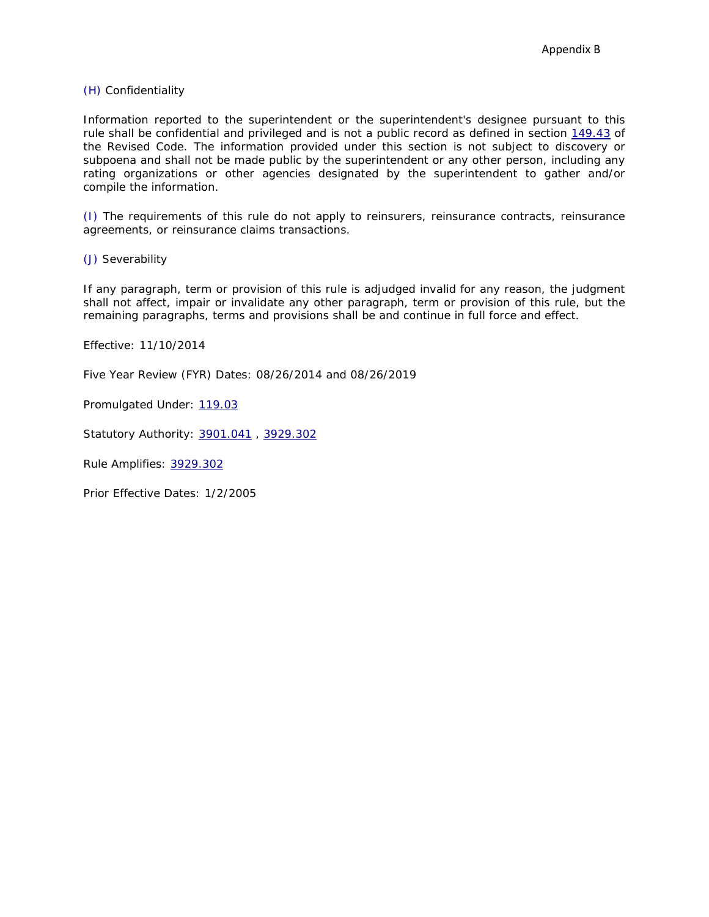(H) Confidentiality

Information reported to the superintendent or the superintendent's designee pursuant to this rule shall be confidential and privileged and is not a public record as defined in section 149.43 of the Revised Code. The information provided under this section is not subject to discovery or subpoena and shall not be made public by the superintendent or any other person, including any rating organizations or other agencies designated by the superintendent to gather and/or compile the information.

(I) The requirements of this rule do not apply to reinsurers, reinsurance contracts, reinsurance agreements, or reinsurance claims transactions.

(J) Severability

If any paragraph, term or provision of this rule is adjudged invalid for any reason, the judgment shall not affect, impair or invalidate any other paragraph, term or provision of this rule, but the remaining paragraphs, terms and provisions shall be and continue in full force and effect.

Effective: 11/10/2014

Five Year Review (FYR) Dates: 08/26/2014 and 08/26/2019

Promulgated Under: 119.03

Statutory Authority: 3901.041 , 3929.302

Rule Amplifies: 3929.302

Prior Effective Dates: 1/2/2005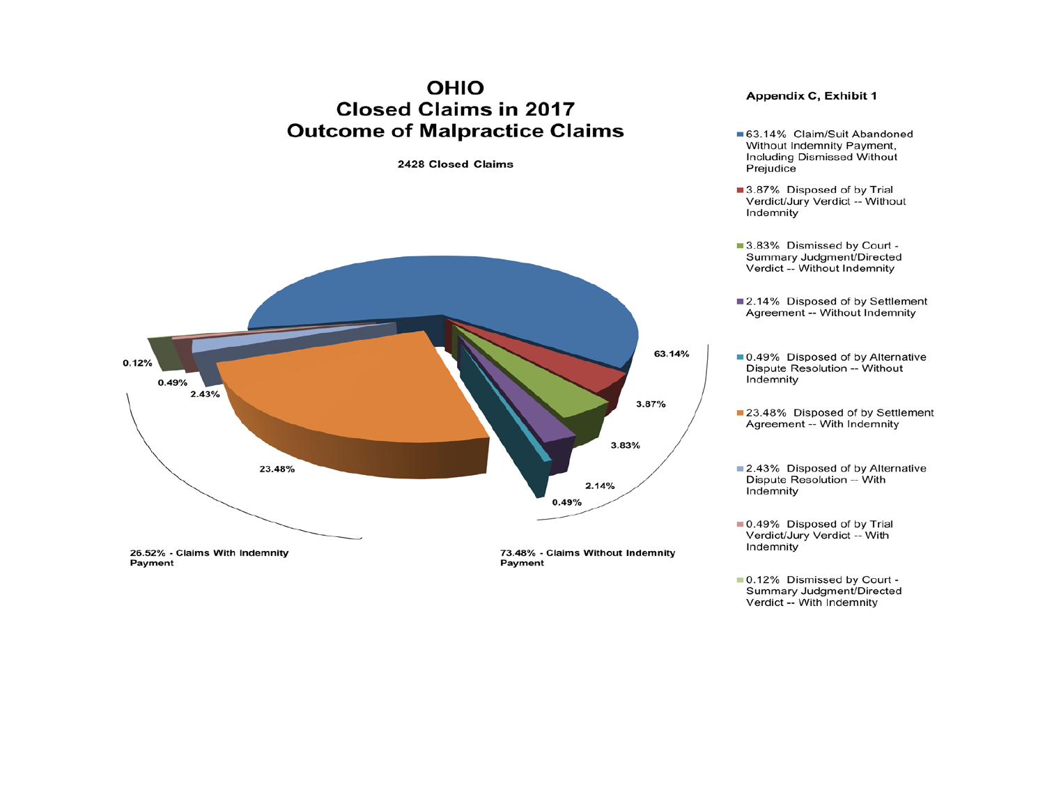**Appendix C, Exhibit 1**

# OHIO
# Closed Claims in 2017
# Outcome of Malpractice Claims

**2428 Closed Claims**

- 63.14% Claim/Suit Abandoned Without Indemnity Payment, Including Dismissed Without Prejudice
- 3.87% Disposed of by Trial Verdict/Jury Verdict -- Without Indemnity
- 3.83% Dismissed by Court - Summary Judgment/Directed Verdict -- Without Indemnity
- 2.14% Disposed of by Settlement Agreement -- Without Indemnity
- 0.49% Disposed of by Alternative Dispute Resolution -- Without Indemnity
- 23.48% Disposed of by Settlement Agreement -- With Indemnity
- 2.43% Disposed of by Alternative Dispute Resolution -- With Indemnity
- 0.49% Disposed of by Trial Verdict/Jury Verdict -- With Indemnity
- 0.12% Dismissed by Court - Summary Judgment/Directed Verdict -- With Indemnity

**26.52% - Claims With Indemnity Payment**

**73.48% - Claims Without Indemnity Payment**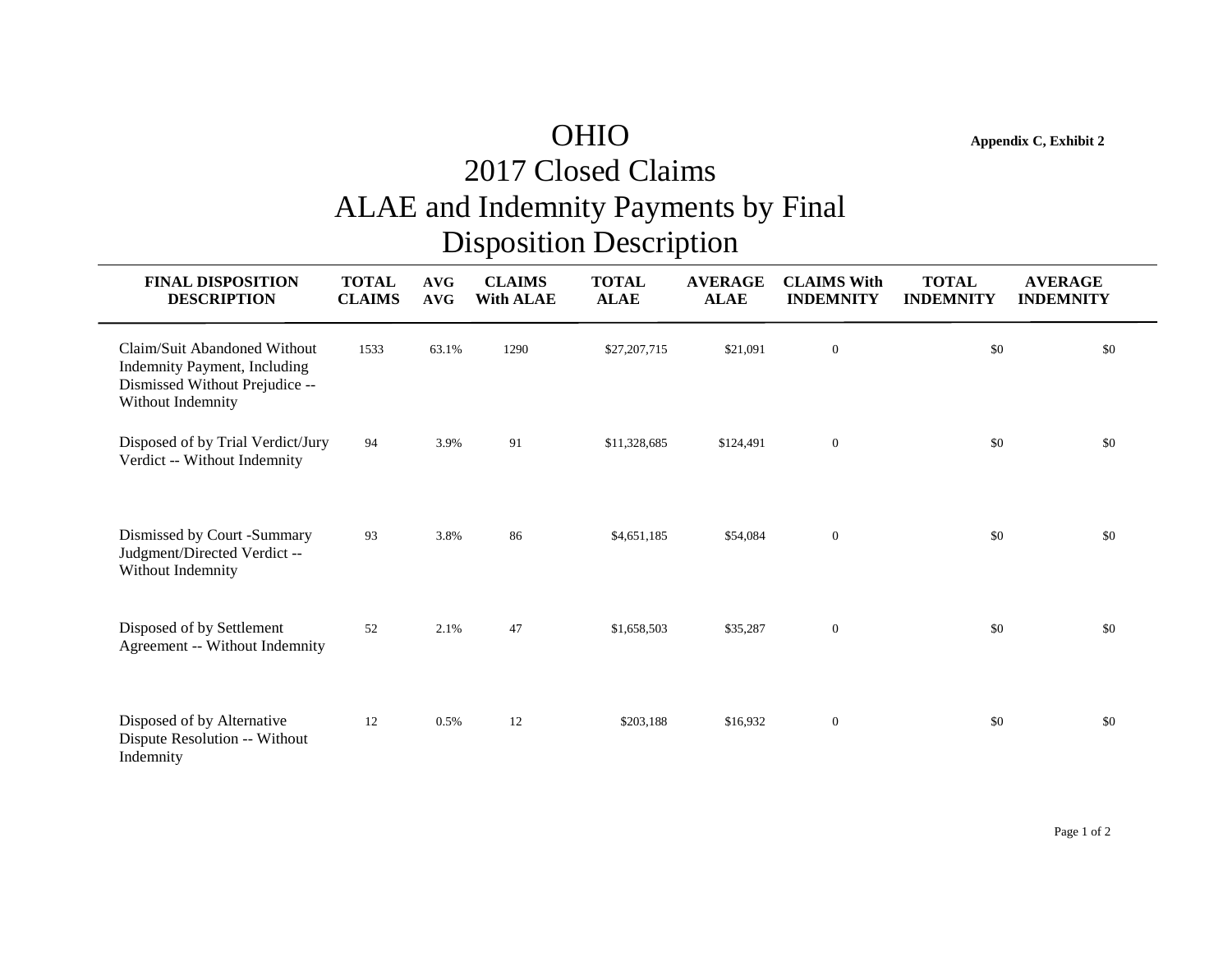# OHIO

**Appendix C, Exhibit 2**

## 2017 Closed Claims
## ALAE and Indemnity Payments by Final Disposition Description

| FINAL DISPOSITION DESCRIPTION | TOTAL CLAIMS | AVG AVG | CLAIMS With ALAE | TOTAL ALAE | AVERAGE ALAE | CLAIMS With INDEMNITY | TOTAL INDEMNITY | AVERAGE INDEMNITY |
|---|---|---|---|---|---|---|---|---|
| Claim/Suit Abandoned Without Indemnity Payment, Including Dismissed Without Prejudice -- Without Indemnity | 1533 | 63.1% | 1290 | $27,207,715 | $21,091 | 0 | $0 | $0 |
| Disposed of by Trial Verdict/Jury Verdict -- Without Indemnity | 94 | 3.9% | 91 | $11,328,685 | $124,491 | 0 | $0 | $0 |
| Dismissed by Court -Summary Judgment/Directed Verdict -- Without Indemnity | 93 | 3.8% | 86 | $4,651,185 | $54,084 | 0 | $0 | $0 |
| Disposed of by Settlement Agreement -- Without Indemnity | 52 | 2.1% | 47 | $1,658,503 | $35,287 | 0 | $0 | $0 |
| Disposed of by Alternative Dispute Resolution -- Without Indemnity | 12 | 0.5% | 12 | $203,188 | $16,932 | 0 | $0 | $0 |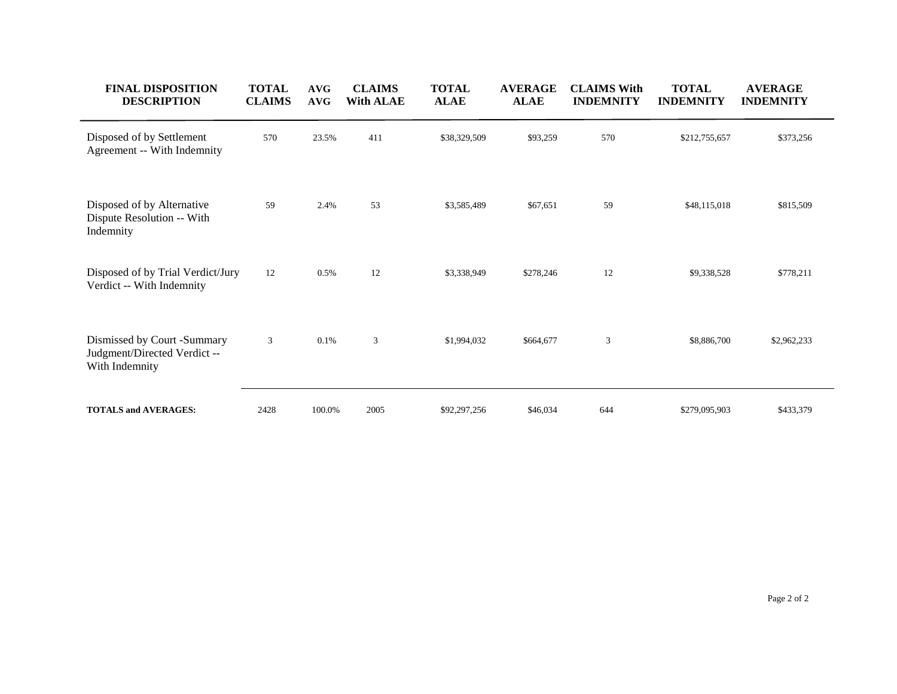| FINAL DISPOSITION DESCRIPTION | TOTAL CLAIMS | AVG AVG | CLAIMS With ALAE | TOTAL ALAE | AVERAGE ALAE | CLAIMS With INDEMNITY | TOTAL INDEMNITY | AVERAGE INDEMNITY |
|---|---|---|---|---|---|---|---|---|
| Disposed of by Settlement Agreement -- With Indemnity | 570 | 23.5% | 411 | $38,329,509 | $93,259 | 570 | $212,755,657 | $373,256 |
| Disposed of by Alternative Dispute Resolution -- With Indemnity | 59 | 2.4% | 53 | $3,585,489 | $67,651 | 59 | $48,115,018 | $815,509 |
| Disposed of by Trial Verdict/Jury Verdict -- With Indemnity | 12 | 0.5% | 12 | $3,338,949 | $278,246 | 12 | $9,338,528 | $778,211 |
| Dismissed by Court -Summary Judgment/Directed Verdict -- With Indemnity | 3 | 0.1% | 3 | $1,994,032 | $664,677 | 3 | $8,886,700 | $2,962,233 |
| **TOTALS and AVERAGES:** | 2428 | 100.0% | 2005 | $92,297,256 | $46,034 | 644 | $279,095,903 | $433,379 |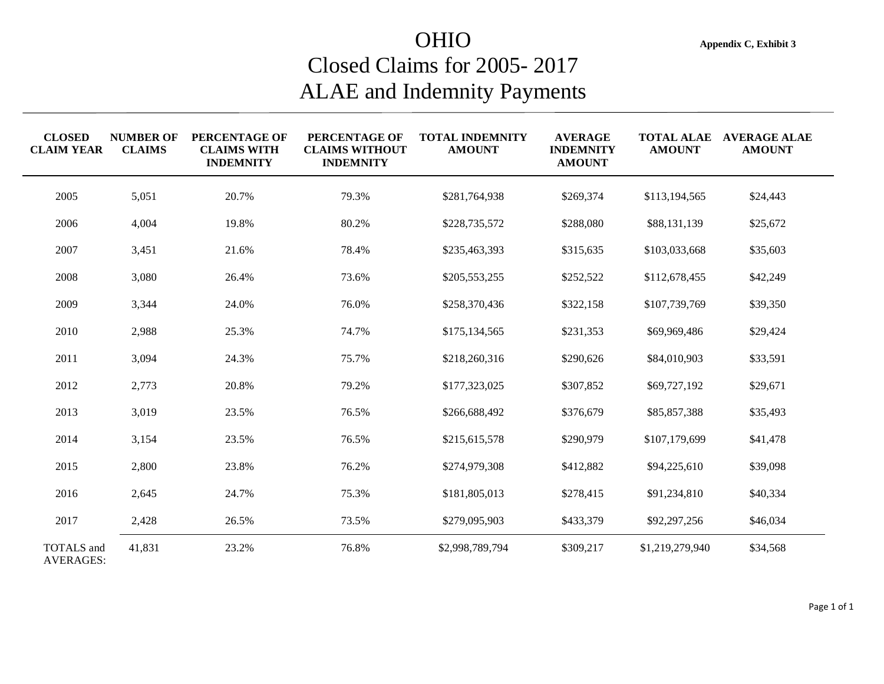Appendix C, Exhibit 3

# OHIO
# Closed Claims for 2005- 2017
# ALAE and Indemnity Payments

| CLOSED CLAIM YEAR | NUMBER OF CLAIMS | PERCENTAGE OF CLAIMS WITH INDEMNITY | PERCENTAGE OF CLAIMS WITHOUT INDEMNITY | TOTAL INDEMNITY AMOUNT | AVERAGE INDEMNITY AMOUNT | TOTAL ALAE AMOUNT | AVERAGE ALAE AMOUNT |
|---|---|---|---|---|---|---|---|
| 2005 | 5,051 | 20.7% | 79.3% | $281,764,938 | $269,374 | $113,194,565 | $24,443 |
| 2006 | 4,004 | 19.8% | 80.2% | $228,735,572 | $288,080 | $88,131,139 | $25,672 |
| 2007 | 3,451 | 21.6% | 78.4% | $235,463,393 | $315,635 | $103,033,668 | $35,603 |
| 2008 | 3,080 | 26.4% | 73.6% | $205,553,255 | $252,522 | $112,678,455 | $42,249 |
| 2009 | 3,344 | 24.0% | 76.0% | $258,370,436 | $322,158 | $107,739,769 | $39,350 |
| 2010 | 2,988 | 25.3% | 74.7% | $175,134,565 | $231,353 | $69,969,486 | $29,424 |
| 2011 | 3,094 | 24.3% | 75.7% | $218,260,316 | $290,626 | $84,010,903 | $33,591 |
| 2012 | 2,773 | 20.8% | 79.2% | $177,323,025 | $307,852 | $69,727,192 | $29,671 |
| 2013 | 3,019 | 23.5% | 76.5% | $266,688,492 | $376,679 | $85,857,388 | $35,493 |
| 2014 | 3,154 | 23.5% | 76.5% | $215,615,578 | $290,979 | $107,179,699 | $41,478 |
| 2015 | 2,800 | 23.8% | 76.2% | $274,979,308 | $412,882 | $94,225,610 | $39,098 |
| 2016 | 2,645 | 24.7% | 75.3% | $181,805,013 | $278,415 | $91,234,810 | $40,334 |
| 2017 | 2,428 | 26.5% | 73.5% | $279,095,903 | $433,379 | $92,297,256 | $46,034 |
| TOTALS and AVERAGES: | 41,831 | 23.2% | 76.8% | $2,998,789,794 | $309,217 | $1,219,279,940 | $34,568 |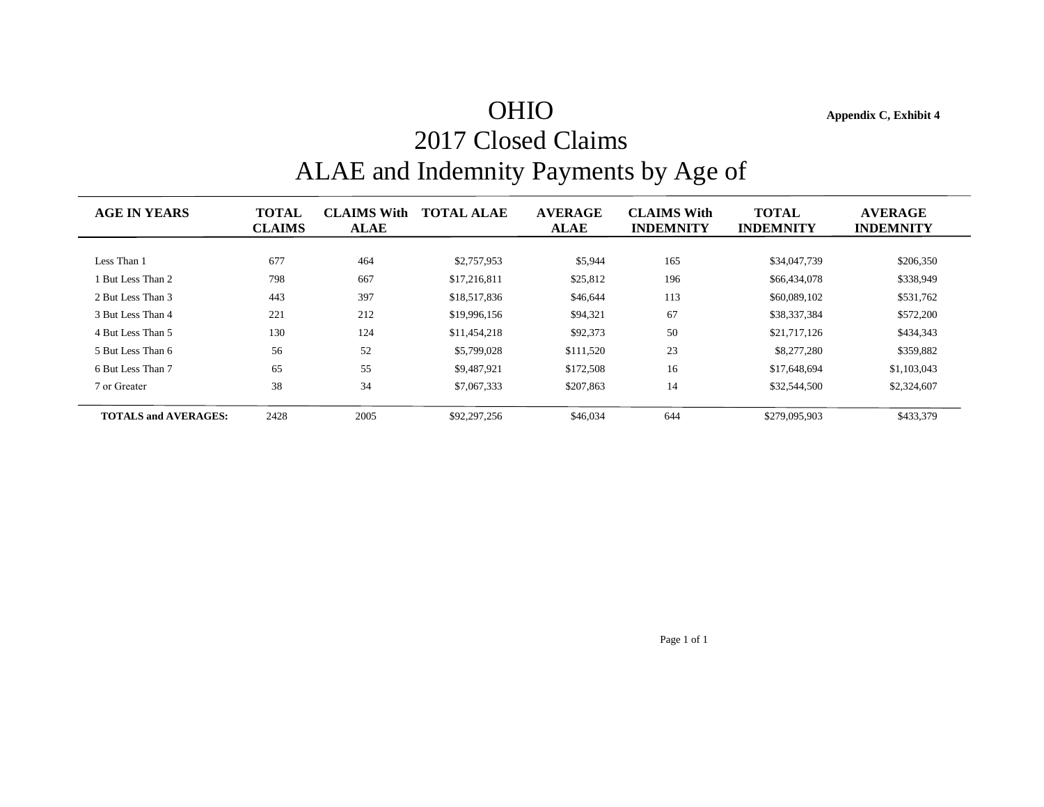# OHIO

**Appendix C, Exhibit 4**

## 2017 Closed Claims

## ALAE and Indemnity Payments by Age of

| AGE IN YEARS | TOTAL CLAIMS | CLAIMS With ALAE | TOTAL ALAE | AVERAGE ALAE | CLAIMS With INDEMNITY | TOTAL INDEMNITY | AVERAGE INDEMNITY |
|---|---|---|---|---|---|---|---|
| Less Than 1 | 677 | 464 | $2,757,953 | $5,944 | 165 | $34,047,739 | $206,350 |
| 1 But Less Than 2 | 798 | 667 | $17,216,811 | $25,812 | 196 | $66,434,078 | $338,949 |
| 2 But Less Than 3 | 443 | 397 | $18,517,836 | $46,644 | 113 | $60,089,102 | $531,762 |
| 3 But Less Than 4 | 221 | 212 | $19,996,156 | $94,321 | 67 | $38,337,384 | $572,200 |
| 4 But Less Than 5 | 130 | 124 | $11,454,218 | $92,373 | 50 | $21,717,126 | $434,343 |
| 5 But Less Than 6 | 56 | 52 | $5,799,028 | $111,520 | 23 | $8,277,280 | $359,882 |
| 6 But Less Than 7 | 65 | 55 | $9,487,921 | $172,508 | 16 | $17,648,694 | $1,103,043 |
| 7 or Greater | 38 | 34 | $7,067,333 | $207,863 | 14 | $32,544,500 | $2,324,607 |
| **TOTALS and AVERAGES:** | 2428 | 2005 | $92,297,256 | $46,034 | 644 | $279,095,903 | $433,379 |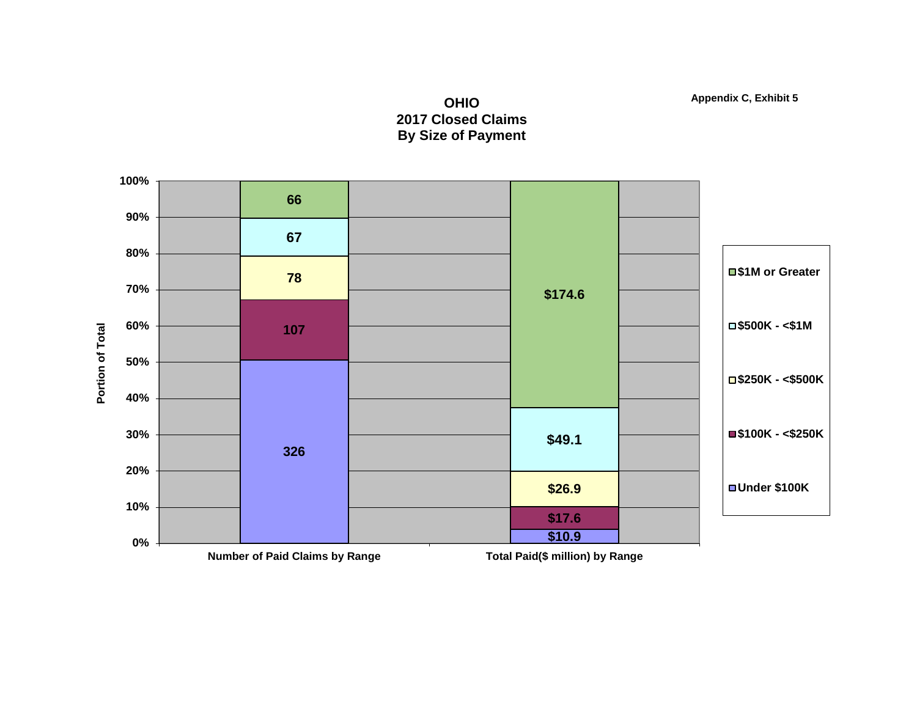Appendix C, Exhibit 5

# OHIO
## 2017 Closed Claims
## By Size of Payment

| Range | Number of Paid Claims by Range | Total Paid($ million) by Range |
|---|---|---|
| $1M or Greater | 66 | $174.6 |
| $500K - <$1M | 67 | $49.1 |
| $250K - <$500K | 78 | $26.9 |
| $100K - <$250K | 107 | $17.6 |
| Under $100K | 326 | $10.9 |

Portion of Total (0% – 100%)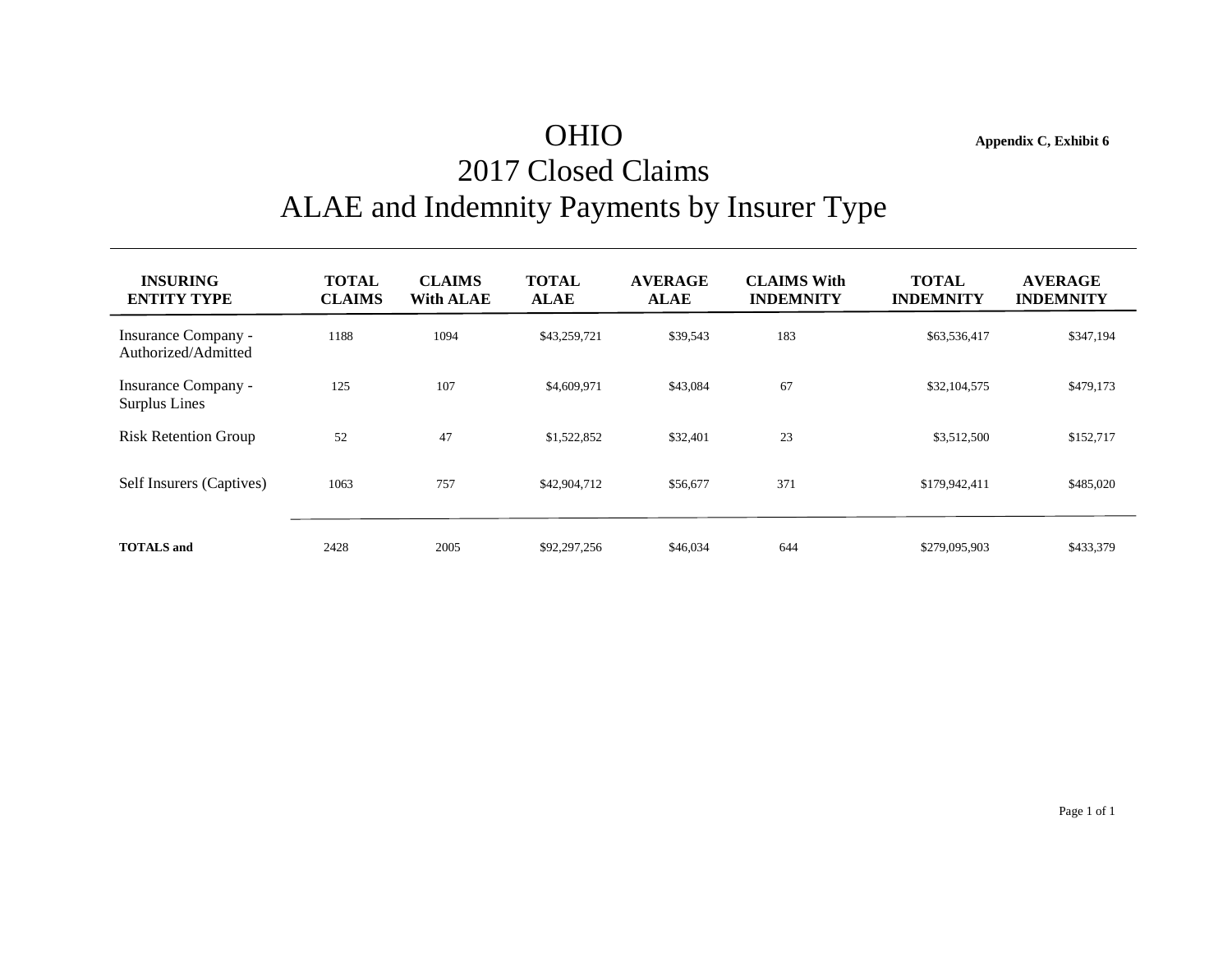# OHIO

**Appendix C, Exhibit 6**

## 2017 Closed Claims

## ALAE and Indemnity Payments by Insurer Type

| INSURING ENTITY TYPE | TOTAL CLAIMS | CLAIMS With ALAE | TOTAL ALAE | AVERAGE ALAE | CLAIMS With INDEMNITY | TOTAL INDEMNITY | AVERAGE INDEMNITY |
|---|---|---|---|---|---|---|---|
| Insurance Company - Authorized/Admitted | 1188 | 1094 | $43,259,721 | $39,543 | 183 | $63,536,417 | $347,194 |
| Insurance Company - Surplus Lines | 125 | 107 | $4,609,971 | $43,084 | 67 | $32,104,575 | $479,173 |
| Risk Retention Group | 52 | 47 | $1,522,852 | $32,401 | 23 | $3,512,500 | $152,717 |
| Self Insurers (Captives) | 1063 | 757 | $42,904,712 | $56,677 | 371 | $179,942,411 | $485,020 |
| **TOTALS and** | 2428 | 2005 | $92,297,256 | $46,034 | 644 | $279,095,903 | $433,379 |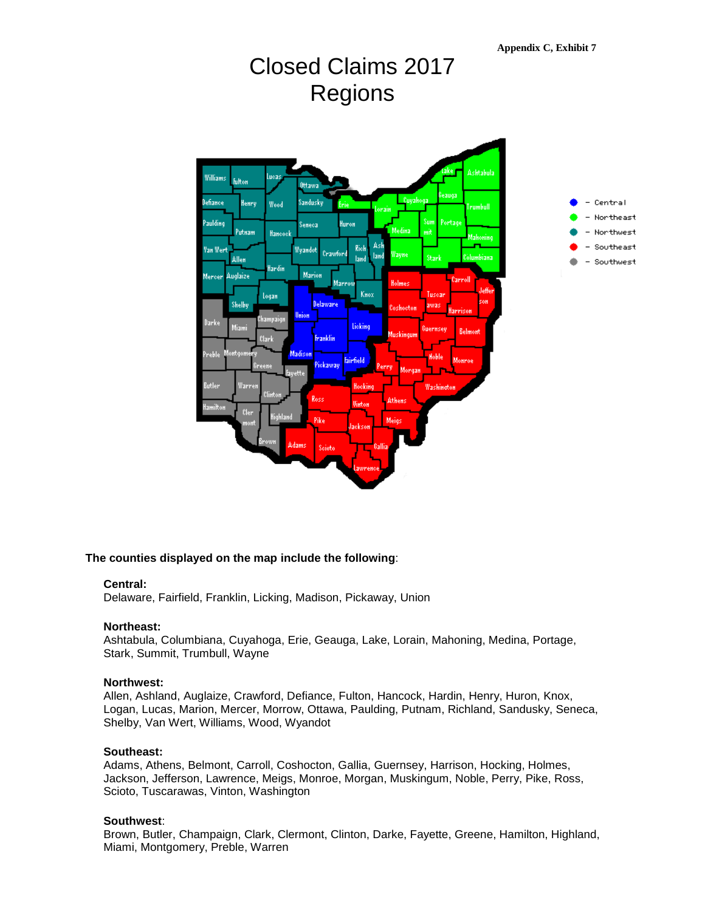Appendix C, Exhibit 7

# Closed Claims 2017
# Regions

**The counties displayed on the map include the following**:

**Central:**
Delaware, Fairfield, Franklin, Licking, Madison, Pickaway, Union

**Northeast:**
Ashtabula, Columbiana, Cuyahoga, Erie, Geauga, Lake, Lorain, Mahoning, Medina, Portage, Stark, Summit, Trumbull, Wayne

**Northwest:**
Allen, Ashland, Auglaize, Crawford, Defiance, Fulton, Hancock, Hardin, Henry, Huron, Knox, Logan, Lucas, Marion, Mercer, Morrow, Ottawa, Paulding, Putnam, Richland, Sandusky, Seneca, Shelby, Van Wert, Williams, Wood, Wyandot

**Southeast:**
Adams, Athens, Belmont, Carroll, Coshocton, Gallia, Guernsey, Harrison, Hocking, Holmes, Jackson, Jefferson, Lawrence, Meigs, Monroe, Morgan, Muskingum, Noble, Perry, Pike, Ross, Scioto, Tuscarawas, Vinton, Washington

**Southwest**:
Brown, Butler, Champaign, Clark, Clermont, Clinton, Darke, Fayette, Greene, Hamilton, Highland, Miami, Montgomery, Preble, Warren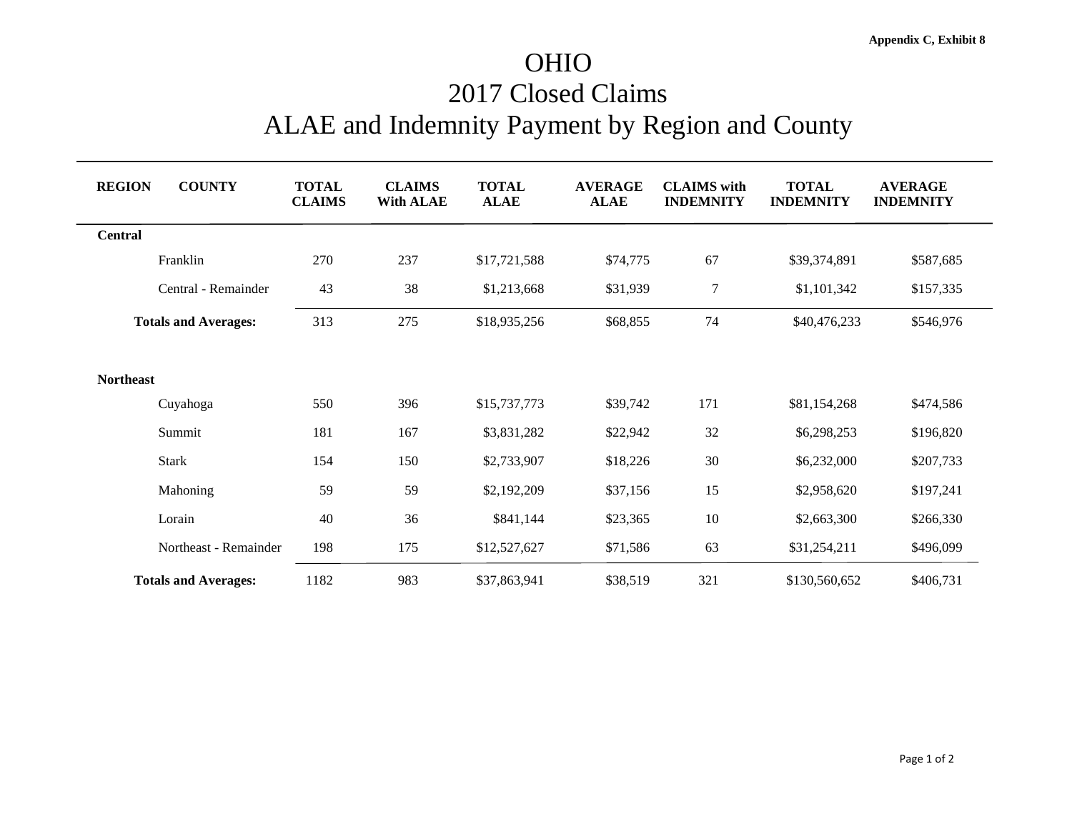Appendix C, Exhibit 8

# OHIO
# 2017 Closed Claims
# ALAE and Indemnity Payment by Region and County

| REGION | COUNTY | TOTAL CLAIMS | CLAIMS With ALAE | TOTAL ALAE | AVERAGE ALAE | CLAIMS with INDEMNITY | TOTAL INDEMNITY | AVERAGE INDEMNITY |
|---|---|---|---|---|---|---|---|---|
| **Central** | | | | | | | | |
| | Franklin | 270 | 237 | $17,721,588 | $74,775 | 67 | $39,374,891 | $587,685 |
| | Central - Remainder | 43 | 38 | $1,213,668 | $31,939 | 7 | $1,101,342 | $157,335 |
| **Totals and Averages:** | | 313 | 275 | $18,935,256 | $68,855 | 74 | $40,476,233 | $546,976 |
| **Northeast** | | | | | | | | |
| | Cuyahoga | 550 | 396 | $15,737,773 | $39,742 | 171 | $81,154,268 | $474,586 |
| | Summit | 181 | 167 | $3,831,282 | $22,942 | 32 | $6,298,253 | $196,820 |
| | Stark | 154 | 150 | $2,733,907 | $18,226 | 30 | $6,232,000 | $207,733 |
| | Mahoning | 59 | 59 | $2,192,209 | $37,156 | 15 | $2,958,620 | $197,241 |
| | Lorain | 40 | 36 | $841,144 | $23,365 | 10 | $2,663,300 | $266,330 |
| | Northeast - Remainder | 198 | 175 | $12,527,627 | $71,586 | 63 | $31,254,211 | $496,099 |
| **Totals and Averages:** | | 1182 | 983 | $37,863,941 | $38,519 | 321 | $130,560,652 | $406,731 |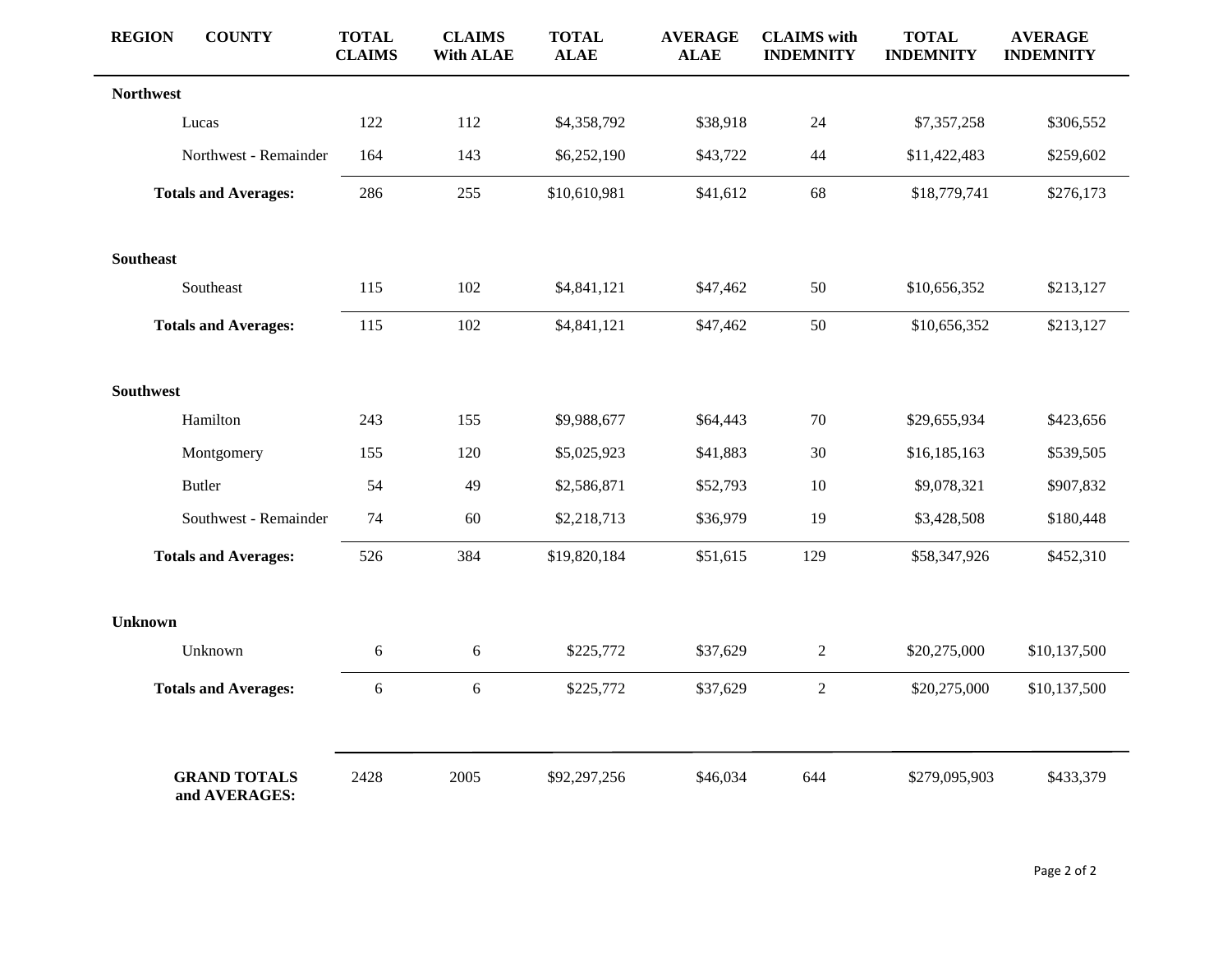| REGION | COUNTY | TOTAL CLAIMS | CLAIMS With ALAE | TOTAL ALAE | AVERAGE ALAE | CLAIMS with INDEMNITY | TOTAL INDEMNITY | AVERAGE INDEMNITY |
|---|---|---|---|---|---|---|---|---|
| **Northwest** | | | | | | | | |
| | Lucas | 122 | 112 | $4,358,792 | $38,918 | 24 | $7,357,258 | $306,552 |
| | Northwest - Remainder | 164 | 143 | $6,252,190 | $43,722 | 44 | $11,422,483 | $259,602 |
| **Totals and Averages:** | | 286 | 255 | $10,610,981 | $41,612 | 68 | $18,779,741 | $276,173 |
| **Southeast** | | | | | | | | |
| | Southeast | 115 | 102 | $4,841,121 | $47,462 | 50 | $10,656,352 | $213,127 |
| **Totals and Averages:** | | 115 | 102 | $4,841,121 | $47,462 | 50 | $10,656,352 | $213,127 |
| **Southwest** | | | | | | | | |
| | Hamilton | 243 | 155 | $9,988,677 | $64,443 | 70 | $29,655,934 | $423,656 |
| | Montgomery | 155 | 120 | $5,025,923 | $41,883 | 30 | $16,185,163 | $539,505 |
| | Butler | 54 | 49 | $2,586,871 | $52,793 | 10 | $9,078,321 | $907,832 |
| | Southwest - Remainder | 74 | 60 | $2,218,713 | $36,979 | 19 | $3,428,508 | $180,448 |
| **Totals and Averages:** | | 526 | 384 | $19,820,184 | $51,615 | 129 | $58,347,926 | $452,310 |
| **Unknown** | | | | | | | | |
| | Unknown | 6 | 6 | $225,772 | $37,629 | 2 | $20,275,000 | $10,137,500 |
| **Totals and Averages:** | | 6 | 6 | $225,772 | $37,629 | 2 | $20,275,000 | $10,137,500 |
| **GRAND TOTALS and AVERAGES:** | | 2428 | 2005 | $92,297,256 | $46,034 | 644 | $279,095,903 | $433,379 |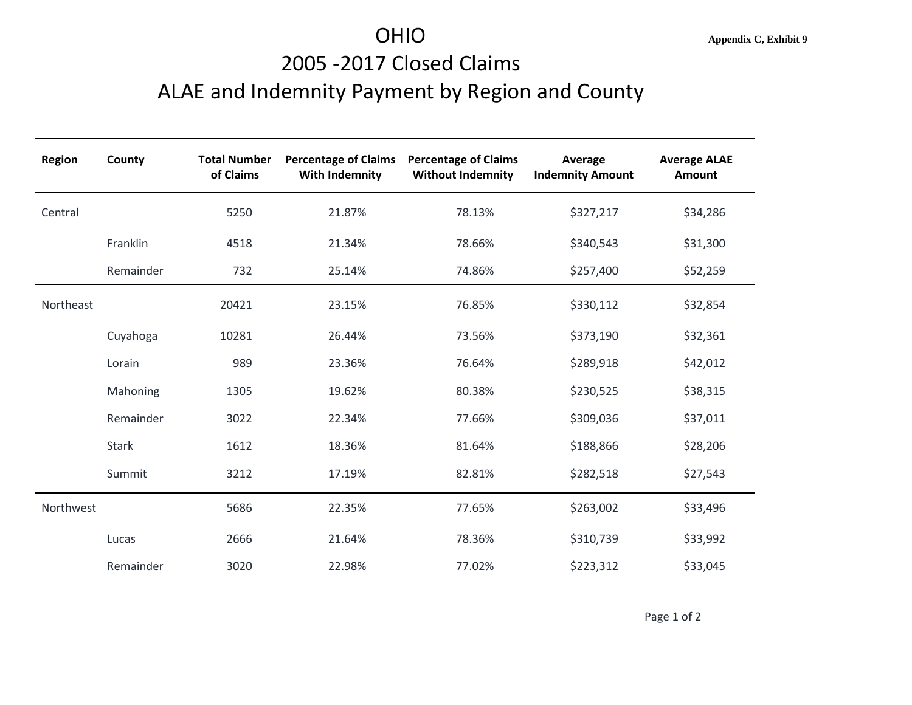Appendix C, Exhibit 9

# OHIO
## 2005 -2017 Closed Claims
## ALAE and Indemnity Payment by Region and County

| Region | County | Total Number of Claims | Percentage of Claims With Indemnity | Percentage of Claims Without Indemnity | Average Indemnity Amount | Average ALAE Amount |
|---|---|---|---|---|---|---|
| Central | | 5250 | 21.87% | 78.13% | $327,217 | $34,286 |
| | Franklin | 4518 | 21.34% | 78.66% | $340,543 | $31,300 |
| | Remainder | 732 | 25.14% | 74.86% | $257,400 | $52,259 |
| Northeast | | 20421 | 23.15% | 76.85% | $330,112 | $32,854 |
| | Cuyahoga | 10281 | 26.44% | 73.56% | $373,190 | $32,361 |
| | Lorain | 989 | 23.36% | 76.64% | $289,918 | $42,012 |
| | Mahoning | 1305 | 19.62% | 80.38% | $230,525 | $38,315 |
| | Remainder | 3022 | 22.34% | 77.66% | $309,036 | $37,011 |
| | Stark | 1612 | 18.36% | 81.64% | $188,866 | $28,206 |
| | Summit | 3212 | 17.19% | 82.81% | $282,518 | $27,543 |
| Northwest | | 5686 | 22.35% | 77.65% | $263,002 | $33,496 |
| | Lucas | 2666 | 21.64% | 78.36% | $310,739 | $33,992 |
| | Remainder | 3020 | 22.98% | 77.02% | $223,312 | $33,045 |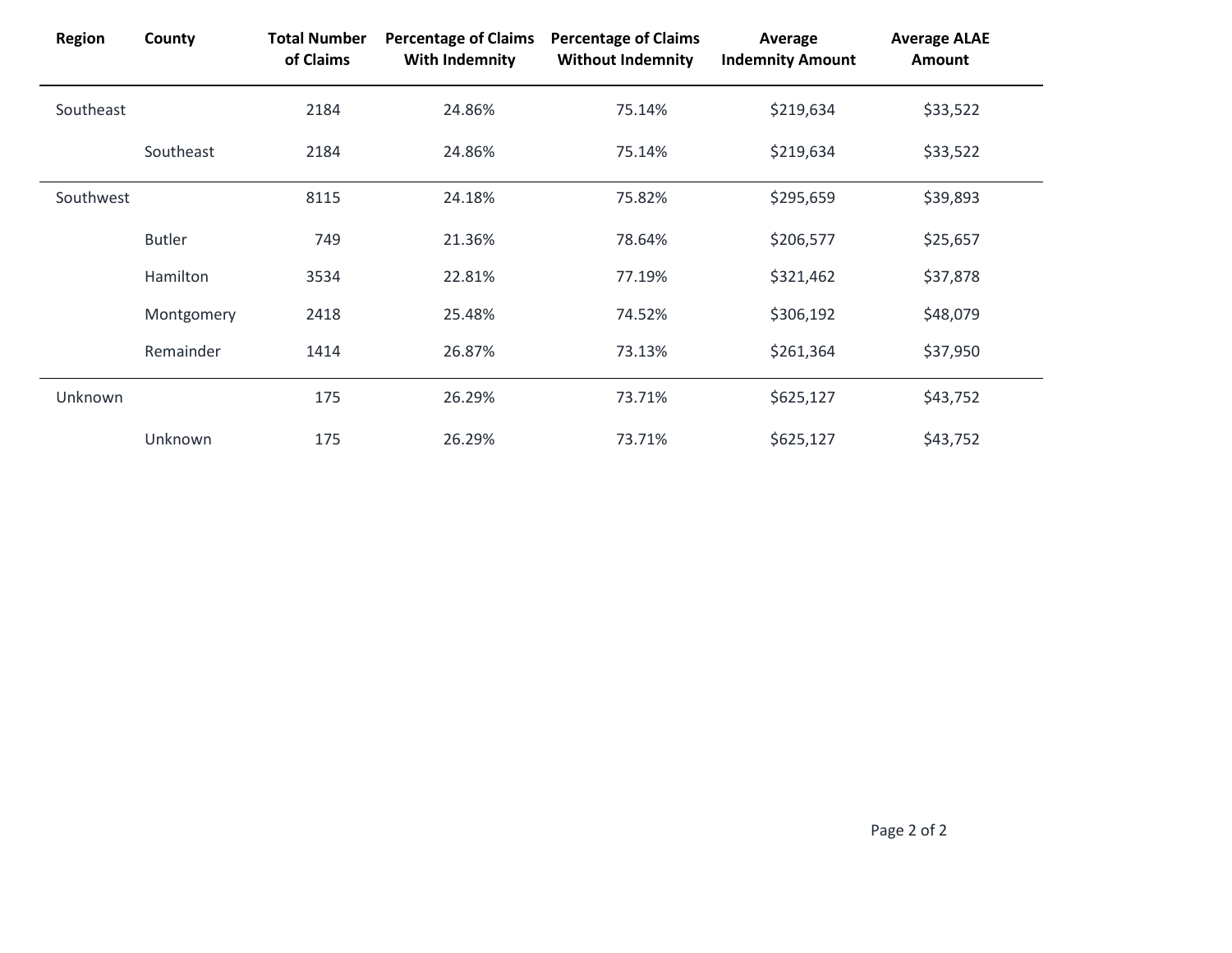| Region | County | Total Number of Claims | Percentage of Claims With Indemnity | Percentage of Claims Without Indemnity | Average Indemnity Amount | Average ALAE Amount |
|---|---|---|---|---|---|---|
| Southeast | | 2184 | 24.86% | 75.14% | $219,634 | $33,522 |
| | Southeast | 2184 | 24.86% | 75.14% | $219,634 | $33,522 |
| Southwest | | 8115 | 24.18% | 75.82% | $295,659 | $39,893 |
| | Butler | 749 | 21.36% | 78.64% | $206,577 | $25,657 |
| | Hamilton | 3534 | 22.81% | 77.19% | $321,462 | $37,878 |
| | Montgomery | 2418 | 25.48% | 74.52% | $306,192 | $48,079 |
| | Remainder | 1414 | 26.87% | 73.13% | $261,364 | $37,950 |
| Unknown | | 175 | 26.29% | 73.71% | $625,127 | $43,752 |
| | Unknown | 175 | 26.29% | 73.71% | $625,127 | $43,752 |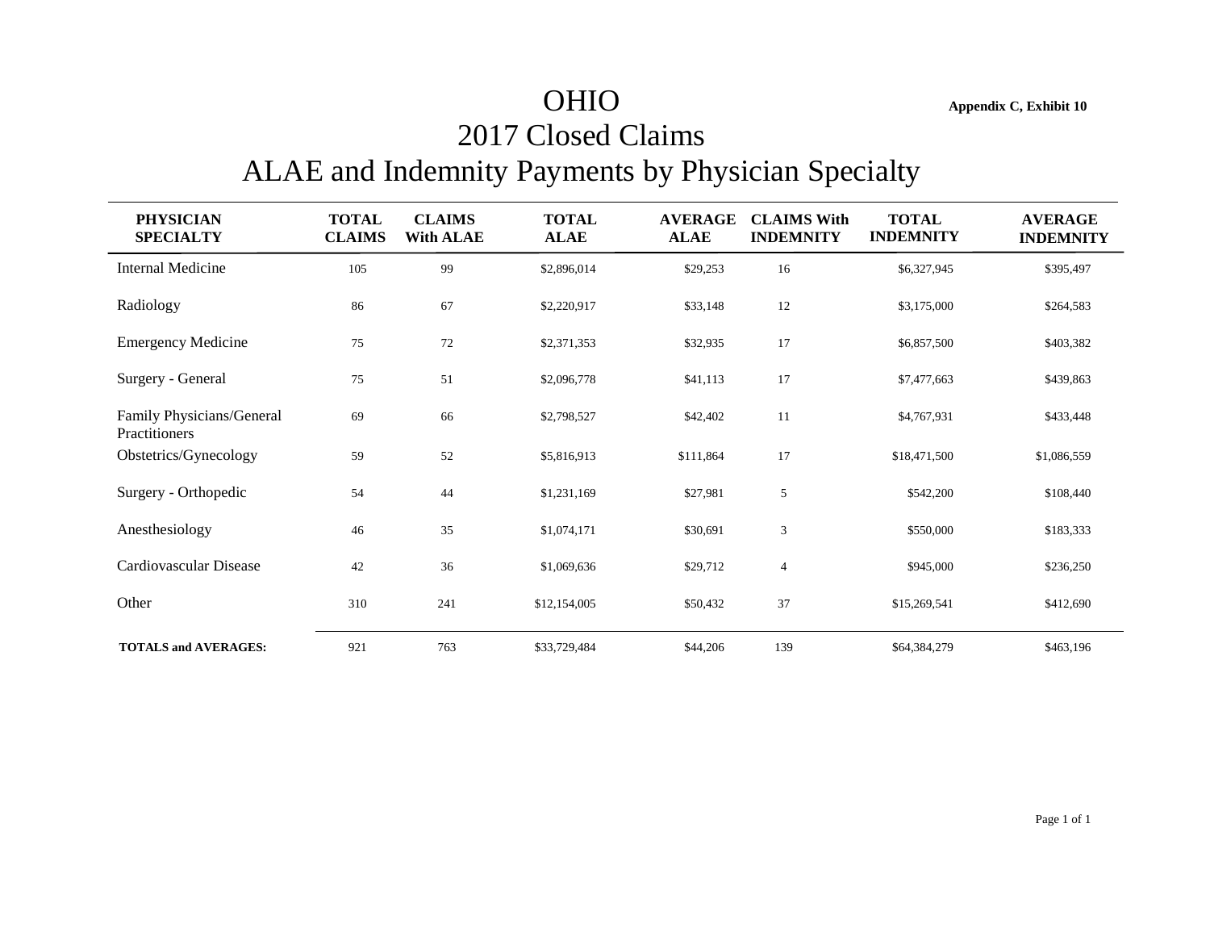**Appendix C, Exhibit 10**

# OHIO
# 2017 Closed Claims
# ALAE and Indemnity Payments by Physician Specialty

| PHYSICIAN SPECIALTY | TOTAL CLAIMS | CLAIMS With ALAE | TOTAL ALAE | AVERAGE ALAE | CLAIMS With INDEMNITY | TOTAL INDEMNITY | AVERAGE INDEMNITY |
|---|---|---|---|---|---|---|---|
| Internal Medicine | 105 | 99 | $2,896,014 | $29,253 | 16 | $6,327,945 | $395,497 |
| Radiology | 86 | 67 | $2,220,917 | $33,148 | 12 | $3,175,000 | $264,583 |
| Emergency Medicine | 75 | 72 | $2,371,353 | $32,935 | 17 | $6,857,500 | $403,382 |
| Surgery - General | 75 | 51 | $2,096,778 | $41,113 | 17 | $7,477,663 | $439,863 |
| Family Physicians/General Practitioners | 69 | 66 | $2,798,527 | $42,402 | 11 | $4,767,931 | $433,448 |
| Obstetrics/Gynecology | 59 | 52 | $5,816,913 | $111,864 | 17 | $18,471,500 | $1,086,559 |
| Surgery - Orthopedic | 54 | 44 | $1,231,169 | $27,981 | 5 | $542,200 | $108,440 |
| Anesthesiology | 46 | 35 | $1,074,171 | $30,691 | 3 | $550,000 | $183,333 |
| Cardiovascular Disease | 42 | 36 | $1,069,636 | $29,712 | 4 | $945,000 | $236,250 |
| Other | 310 | 241 | $12,154,005 | $50,432 | 37 | $15,269,541 | $412,690 |
| **TOTALS and AVERAGES:** | 921 | 763 | $33,729,484 | $44,206 | 139 | $64,384,279 | $463,196 |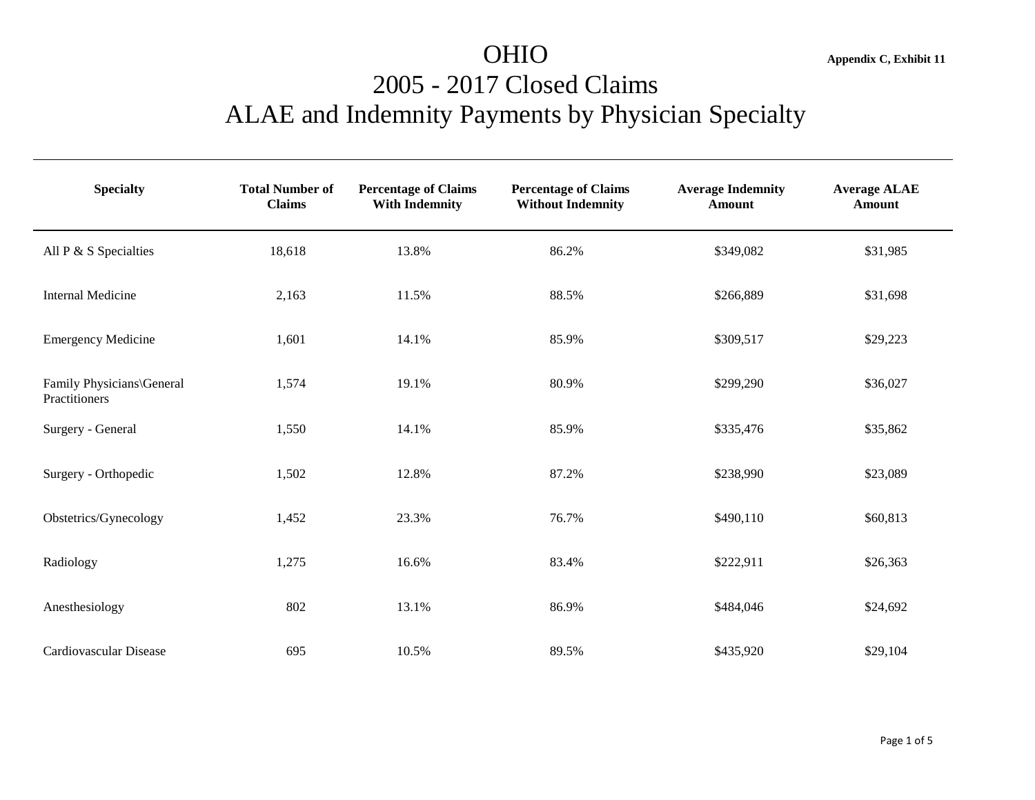# OHIO

**Appendix C, Exhibit 11**

## 2005 - 2017 Closed Claims

## ALAE and Indemnity Payments by Physician Specialty

| Specialty | Total Number of Claims | Percentage of Claims With Indemnity | Percentage of Claims Without Indemnity | Average Indemnity Amount | Average ALAE Amount |
|---|---|---|---|---|---|
| All P & S Specialties | 18,618 | 13.8% | 86.2% | $349,082 | $31,985 |
| Internal Medicine | 2,163 | 11.5% | 88.5% | $266,889 | $31,698 |
| Emergency Medicine | 1,601 | 14.1% | 85.9% | $309,517 | $29,223 |
| Family Physicians\General Practitioners | 1,574 | 19.1% | 80.9% | $299,290 | $36,027 |
| Surgery - General | 1,550 | 14.1% | 85.9% | $335,476 | $35,862 |
| Surgery - Orthopedic | 1,502 | 12.8% | 87.2% | $238,990 | $23,089 |
| Obstetrics/Gynecology | 1,452 | 23.3% | 76.7% | $490,110 | $60,813 |
| Radiology | 1,275 | 16.6% | 83.4% | $222,911 | $26,363 |
| Anesthesiology | 802 | 13.1% | 86.9% | $484,046 | $24,692 |
| Cardiovascular Disease | 695 | 10.5% | 89.5% | $435,920 | $29,104 |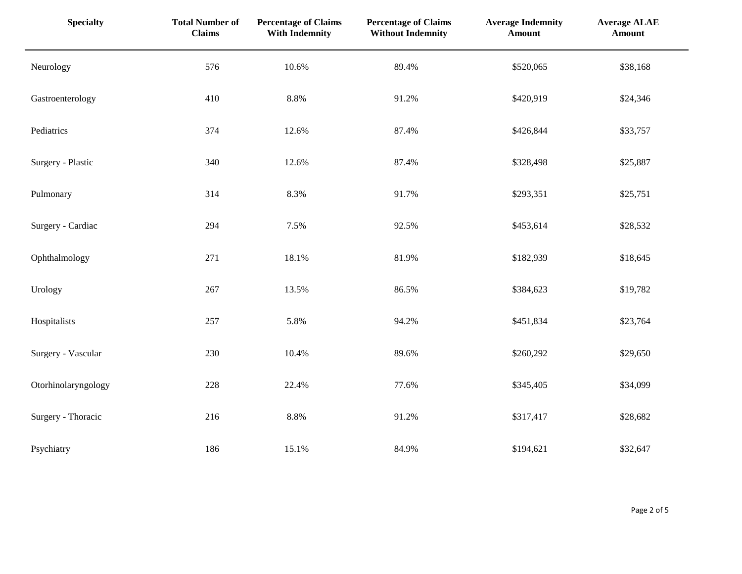| Specialty | Total Number of Claims | Percentage of Claims With Indemnity | Percentage of Claims Without Indemnity | Average Indemnity Amount | Average ALAE Amount |
|---|---|---|---|---|---|
| Neurology | 576 | 10.6% | 89.4% | $520,065 | $38,168 |
| Gastroenterology | 410 | 8.8% | 91.2% | $420,919 | $24,346 |
| Pediatrics | 374 | 12.6% | 87.4% | $426,844 | $33,757 |
| Surgery - Plastic | 340 | 12.6% | 87.4% | $328,498 | $25,887 |
| Pulmonary | 314 | 8.3% | 91.7% | $293,351 | $25,751 |
| Surgery - Cardiac | 294 | 7.5% | 92.5% | $453,614 | $28,532 |
| Ophthalmology | 271 | 18.1% | 81.9% | $182,939 | $18,645 |
| Urology | 267 | 13.5% | 86.5% | $384,623 | $19,782 |
| Hospitalists | 257 | 5.8% | 94.2% | $451,834 | $23,764 |
| Surgery - Vascular | 230 | 10.4% | 89.6% | $260,292 | $29,650 |
| Otorhinolaryngology | 228 | 22.4% | 77.6% | $345,405 | $34,099 |
| Surgery - Thoracic | 216 | 8.8% | 91.2% | $317,417 | $28,682 |
| Psychiatry | 186 | 15.1% | 84.9% | $194,621 | $32,647 |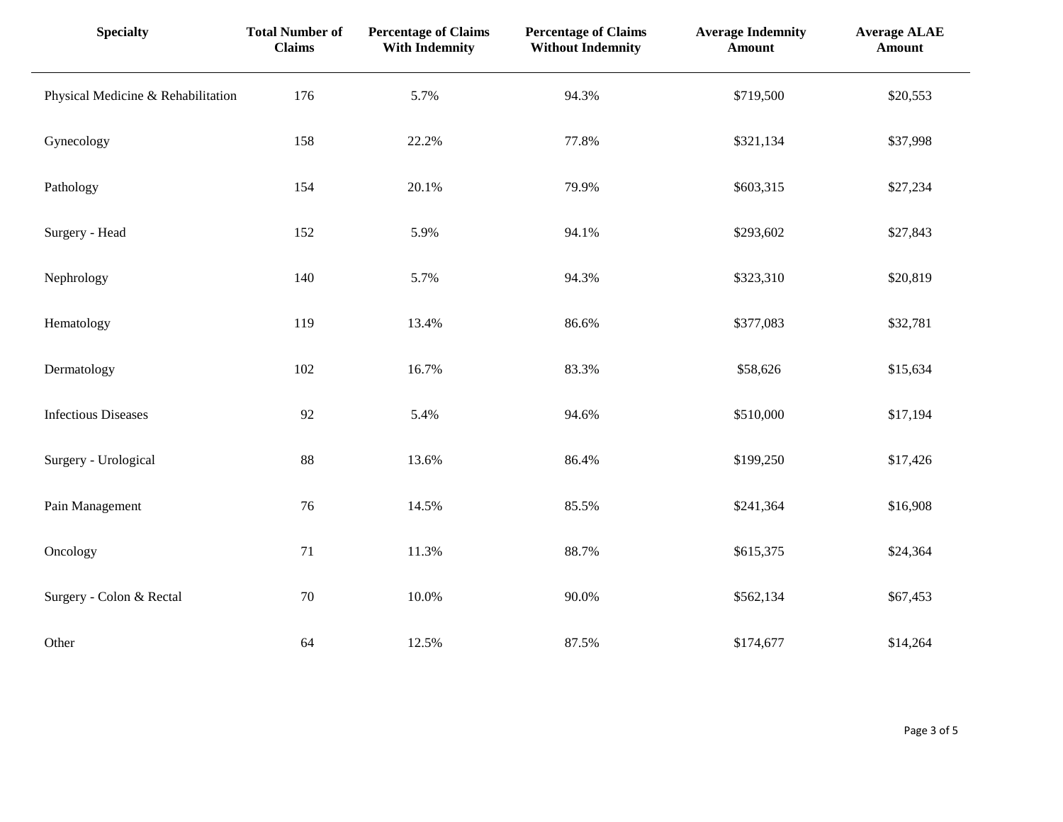| Specialty | Total Number of Claims | Percentage of Claims With Indemnity | Percentage of Claims Without Indemnity | Average Indemnity Amount | Average ALAE Amount |
|---|---|---|---|---|---|
| Physical Medicine & Rehabilitation | 176 | 5.7% | 94.3% | $719,500 | $20,553 |
| Gynecology | 158 | 22.2% | 77.8% | $321,134 | $37,998 |
| Pathology | 154 | 20.1% | 79.9% | $603,315 | $27,234 |
| Surgery - Head | 152 | 5.9% | 94.1% | $293,602 | $27,843 |
| Nephrology | 140 | 5.7% | 94.3% | $323,310 | $20,819 |
| Hematology | 119 | 13.4% | 86.6% | $377,083 | $32,781 |
| Dermatology | 102 | 16.7% | 83.3% | $58,626 | $15,634 |
| Infectious Diseases | 92 | 5.4% | 94.6% | $510,000 | $17,194 |
| Surgery - Urological | 88 | 13.6% | 86.4% | $199,250 | $17,426 |
| Pain Management | 76 | 14.5% | 85.5% | $241,364 | $16,908 |
| Oncology | 71 | 11.3% | 88.7% | $615,375 | $24,364 |
| Surgery - Colon & Rectal | 70 | 10.0% | 90.0% | $562,134 | $67,453 |
| Other | 64 | 12.5% | 87.5% | $174,677 | $14,264 |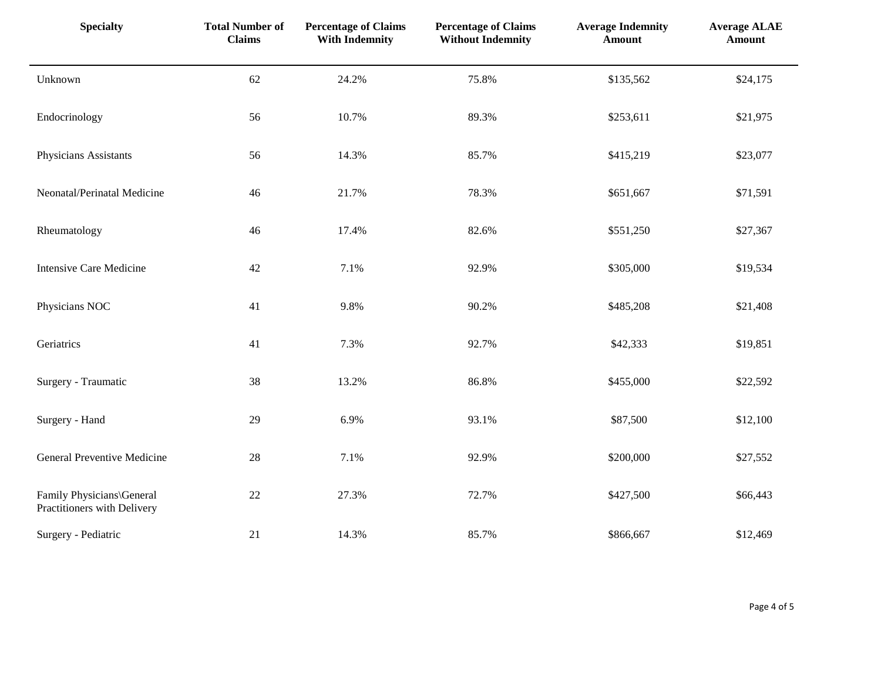| Specialty | Total Number of Claims | Percentage of Claims With Indemnity | Percentage of Claims Without Indemnity | Average Indemnity Amount | Average ALAE Amount |
|---|---|---|---|---|---|
| Unknown | 62 | 24.2% | 75.8% | $135,562 | $24,175 |
| Endocrinology | 56 | 10.7% | 89.3% | $253,611 | $21,975 |
| Physicians Assistants | 56 | 14.3% | 85.7% | $415,219 | $23,077 |
| Neonatal/Perinatal Medicine | 46 | 21.7% | 78.3% | $651,667 | $71,591 |
| Rheumatology | 46 | 17.4% | 82.6% | $551,250 | $27,367 |
| Intensive Care Medicine | 42 | 7.1% | 92.9% | $305,000 | $19,534 |
| Physicians NOC | 41 | 9.8% | 90.2% | $485,208 | $21,408 |
| Geriatrics | 41 | 7.3% | 92.7% | $42,333 | $19,851 |
| Surgery - Traumatic | 38 | 13.2% | 86.8% | $455,000 | $22,592 |
| Surgery - Hand | 29 | 6.9% | 93.1% | $87,500 | $12,100 |
| General Preventive Medicine | 28 | 7.1% | 92.9% | $200,000 | $27,552 |
| Family Physicians\General Practitioners with Delivery | 22 | 27.3% | 72.7% | $427,500 | $66,443 |
| Surgery - Pediatric | 21 | 14.3% | 85.7% | $866,667 | $12,469 |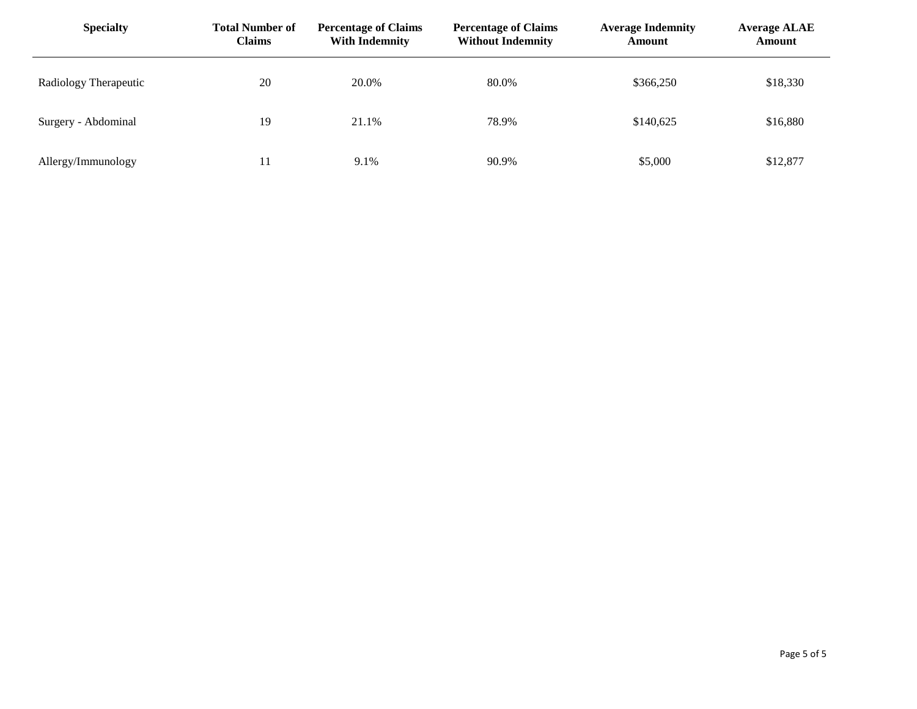| Specialty | Total Number of Claims | Percentage of Claims With Indemnity | Percentage of Claims Without Indemnity | Average Indemnity Amount | Average ALAE Amount |
|---|---|---|---|---|---|
| Radiology Therapeutic | 20 | 20.0% | 80.0% | $366,250 | $18,330 |
| Surgery - Abdominal | 19 | 21.1% | 78.9% | $140,625 | $16,880 |
| Allergy/Immunology | 11 | 9.1% | 90.9% | $5,000 | $12,877 |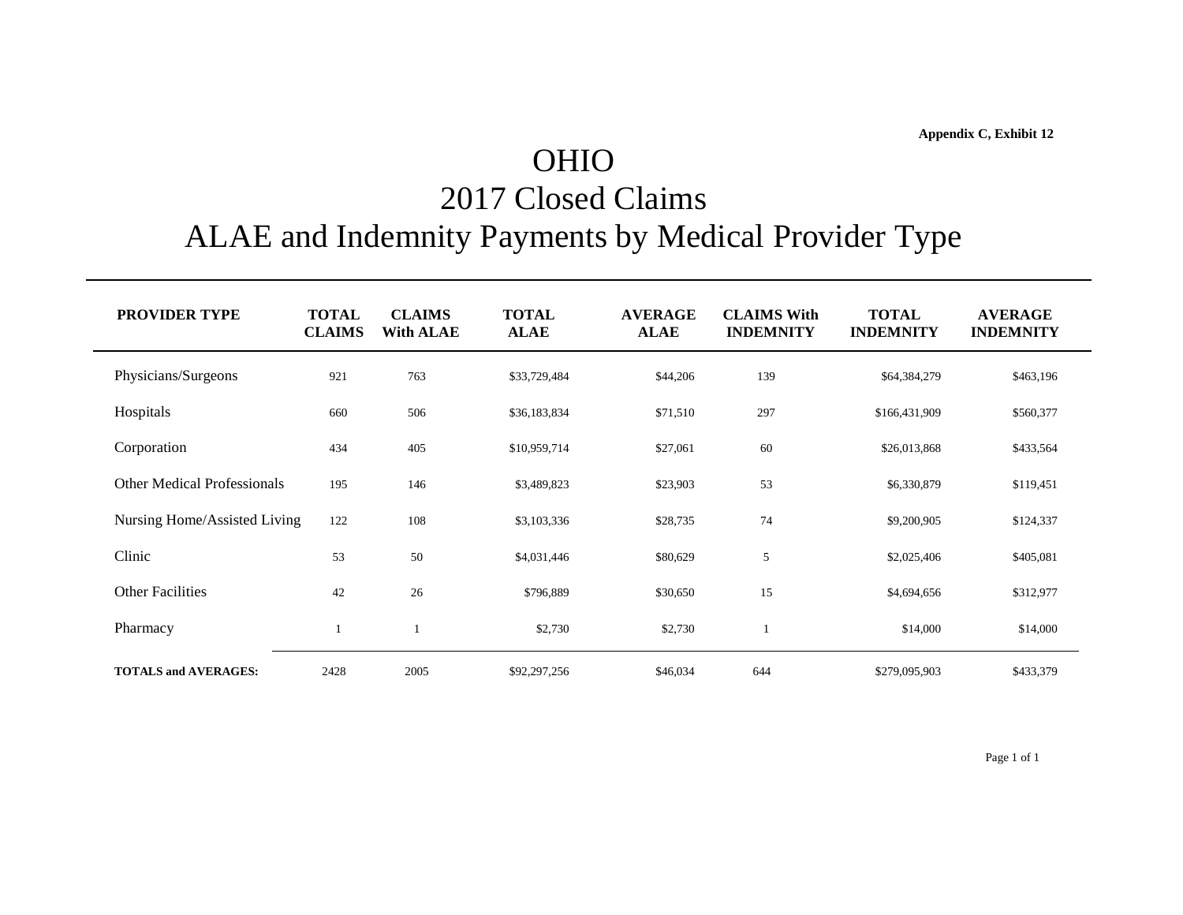Appendix C, Exhibit 12

# OHIO
# 2017 Closed Claims
# ALAE and Indemnity Payments by Medical Provider Type

| PROVIDER TYPE | TOTAL CLAIMS | CLAIMS With ALAE | TOTAL ALAE | AVERAGE ALAE | CLAIMS With INDEMNITY | TOTAL INDEMNITY | AVERAGE INDEMNITY |
|---|---|---|---|---|---|---|---|
| Physicians/Surgeons | 921 | 763 | $33,729,484 | $44,206 | 139 | $64,384,279 | $463,196 |
| Hospitals | 660 | 506 | $36,183,834 | $71,510 | 297 | $166,431,909 | $560,377 |
| Corporation | 434 | 405 | $10,959,714 | $27,061 | 60 | $26,013,868 | $433,564 |
| Other Medical Professionals | 195 | 146 | $3,489,823 | $23,903 | 53 | $6,330,879 | $119,451 |
| Nursing Home/Assisted Living | 122 | 108 | $3,103,336 | $28,735 | 74 | $9,200,905 | $124,337 |
| Clinic | 53 | 50 | $4,031,446 | $80,629 | 5 | $2,025,406 | $405,081 |
| Other Facilities | 42 | 26 | $796,889 | $30,650 | 15 | $4,694,656 | $312,977 |
| Pharmacy | 1 | 1 | $2,730 | $2,730 | 1 | $14,000 | $14,000 |
| **TOTALS and AVERAGES:** | 2428 | 2005 | $92,297,256 | $46,034 | 644 | $279,095,903 | $433,379 |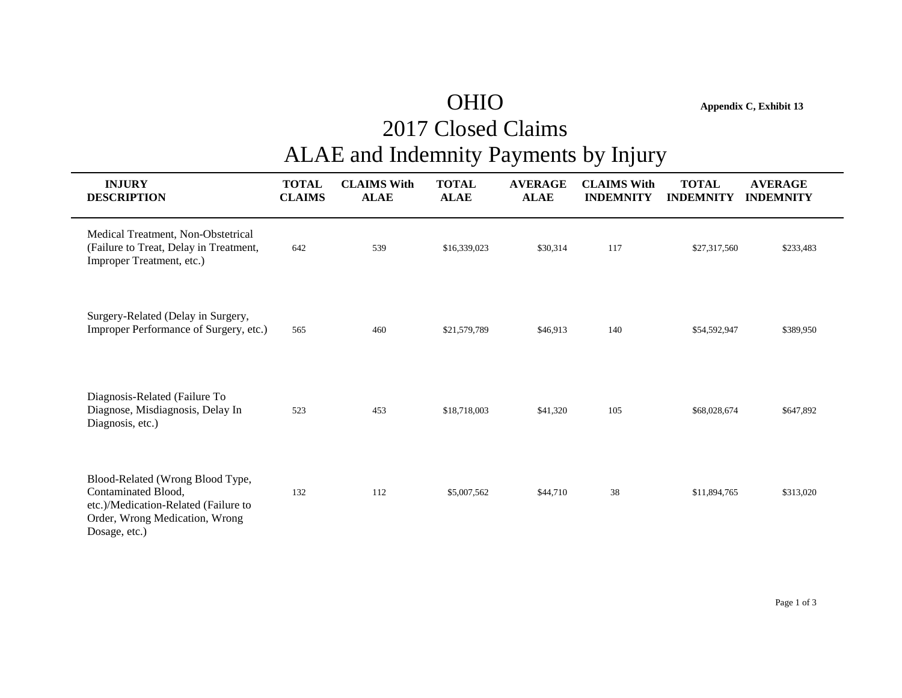**Appendix C, Exhibit 13**

# OHIO
## 2017 Closed Claims
## ALAE and Indemnity Payments by Injury

| INJURY DESCRIPTION | TOTAL CLAIMS | CLAIMS With ALAE | TOTAL ALAE | AVERAGE ALAE | CLAIMS With INDEMNITY | TOTAL INDEMNITY | AVERAGE INDEMNITY |
|---|---|---|---|---|---|---|---|
| Medical Treatment, Non-Obstetrical (Failure to Treat, Delay in Treatment, Improper Treatment, etc.) | 642 | 539 | $16,339,023 | $30,314 | 117 | $27,317,560 | $233,483 |
| Surgery-Related (Delay in Surgery, Improper Performance of Surgery, etc.) | 565 | 460 | $21,579,789 | $46,913 | 140 | $54,592,947 | $389,950 |
| Diagnosis-Related (Failure To Diagnose, Misdiagnosis, Delay In Diagnosis, etc.) | 523 | 453 | $18,718,003 | $41,320 | 105 | $68,028,674 | $647,892 |
| Blood-Related (Wrong Blood Type, Contaminated Blood, etc.)/Medication-Related (Failure to Order, Wrong Medication, Wrong Dosage, etc.) | 132 | 112 | $5,007,562 | $44,710 | 38 | $11,894,765 | $313,020 |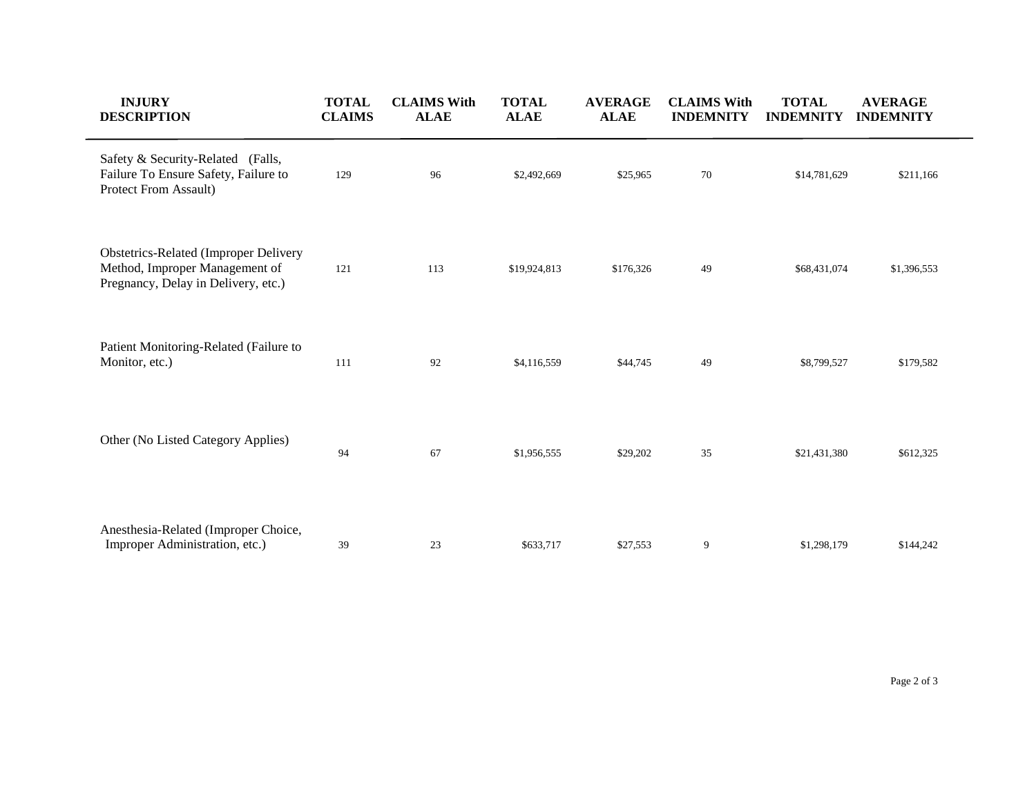| INJURY DESCRIPTION | TOTAL CLAIMS | CLAIMS With ALAE | TOTAL ALAE | AVERAGE ALAE | CLAIMS With INDEMNITY | TOTAL INDEMNITY | AVERAGE INDEMNITY |
|---|---|---|---|---|---|---|---|
| Safety & Security-Related (Falls, Failure To Ensure Safety, Failure to Protect From Assault) | 129 | 96 | $2,492,669 | $25,965 | 70 | $14,781,629 | $211,166 |
| Obstetrics-Related (Improper Delivery Method, Improper Management of Pregnancy, Delay in Delivery, etc.) | 121 | 113 | $19,924,813 | $176,326 | 49 | $68,431,074 | $1,396,553 |
| Patient Monitoring-Related (Failure to Monitor, etc.) | 111 | 92 | $4,116,559 | $44,745 | 49 | $8,799,527 | $179,582 |
| Other (No Listed Category Applies) | 94 | 67 | $1,956,555 | $29,202 | 35 | $21,431,380 | $612,325 |
| Anesthesia-Related (Improper Choice, Improper Administration, etc.) | 39 | 23 | $633,717 | $27,553 | 9 | $1,298,179 | $144,242 |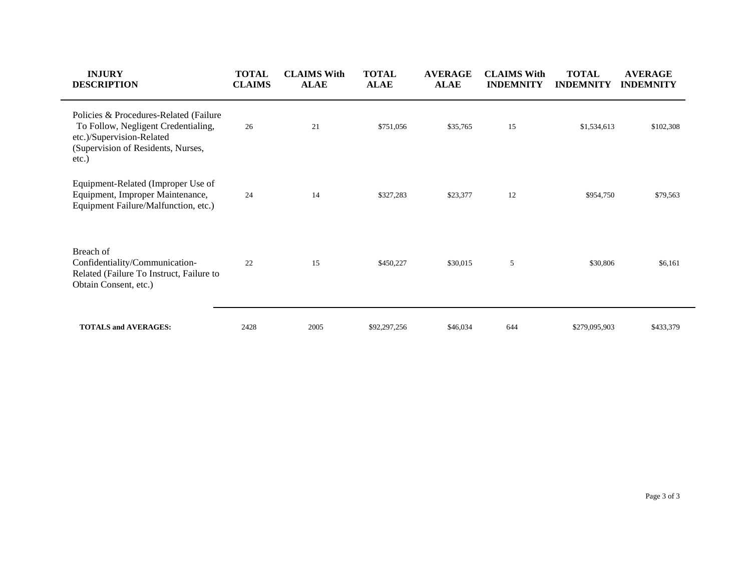| INJURY DESCRIPTION | TOTAL CLAIMS | CLAIMS With ALAE | TOTAL ALAE | AVERAGE ALAE | CLAIMS With INDEMNITY | TOTAL INDEMNITY | AVERAGE INDEMNITY |
|---|---|---|---|---|---|---|---|
| Policies & Procedures-Related (Failure To Follow, Negligent Credentialing, etc.)/Supervision-Related (Supervision of Residents, Nurses, etc.) | 26 | 21 | $751,056 | $35,765 | 15 | $1,534,613 | $102,308 |
| Equipment-Related (Improper Use of Equipment, Improper Maintenance, Equipment Failure/Malfunction, etc.) | 24 | 14 | $327,283 | $23,377 | 12 | $954,750 | $79,563 |
| Breach of Confidentiality/Communication-Related (Failure To Instruct, Failure to Obtain Consent, etc.) | 22 | 15 | $450,227 | $30,015 | 5 | $30,806 | $6,161 |
| **TOTALS and AVERAGES:** | 2428 | 2005 | $92,297,256 | $46,034 | 644 | $279,095,903 | $433,379 |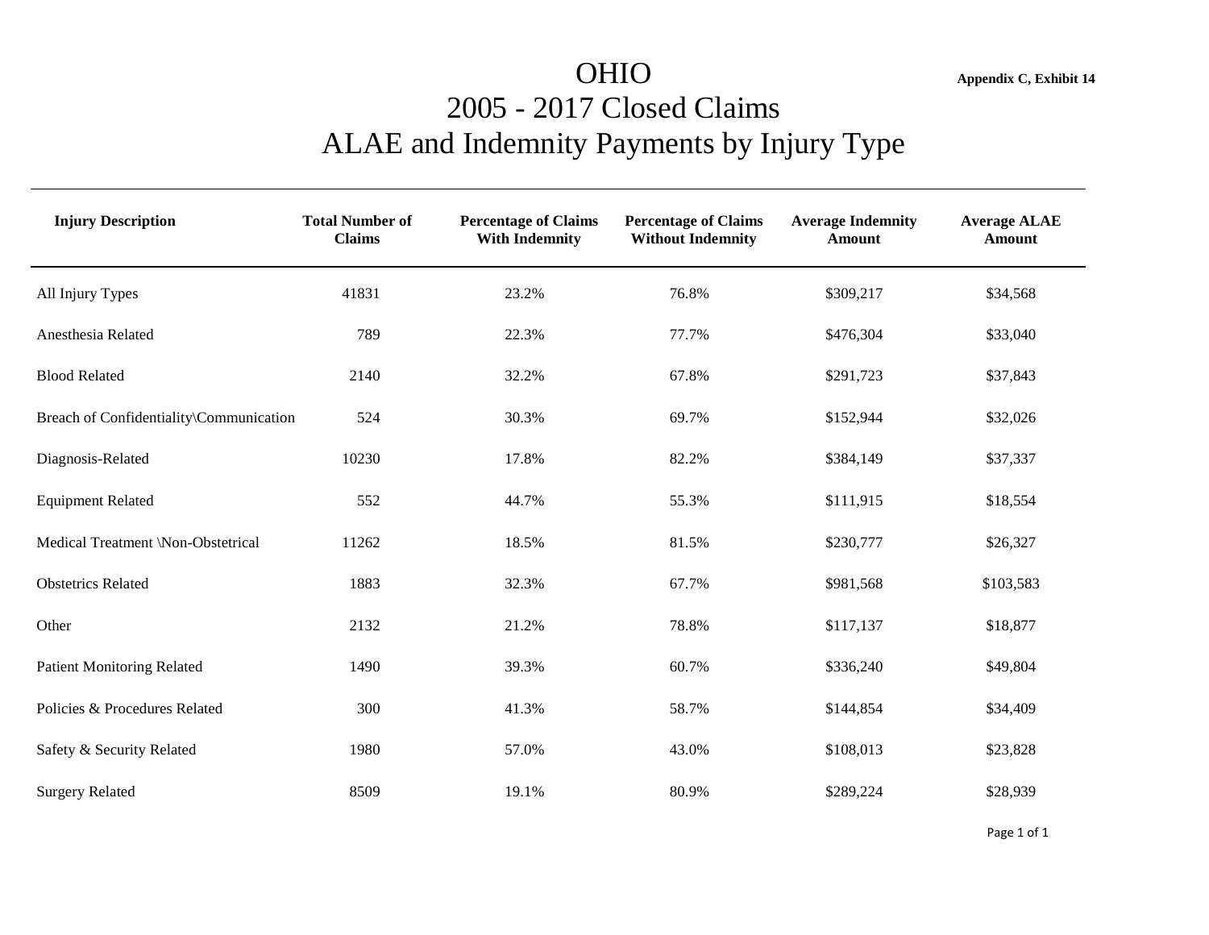Appendix C, Exhibit 14

# OHIO
## 2005 - 2017 Closed Claims
## ALAE and Indemnity Payments by Injury Type

| Injury Description | Total Number of Claims | Percentage of Claims With Indemnity | Percentage of Claims Without Indemnity | Average Indemnity Amount | Average ALAE Amount |
|---|---|---|---|---|---|
| All Injury Types | 41831 | 23.2% | 76.8% | $309,217 | $34,568 |
| Anesthesia Related | 789 | 22.3% | 77.7% | $476,304 | $33,040 |
| Blood Related | 2140 | 32.2% | 67.8% | $291,723 | $37,843 |
| Breach of Confidentiality\Communication | 524 | 30.3% | 69.7% | $152,944 | $32,026 |
| Diagnosis-Related | 10230 | 17.8% | 82.2% | $384,149 | $37,337 |
| Equipment Related | 552 | 44.7% | 55.3% | $111,915 | $18,554 |
| Medical Treatment \Non-Obstetrical | 11262 | 18.5% | 81.5% | $230,777 | $26,327 |
| Obstetrics Related | 1883 | 32.3% | 67.7% | $981,568 | $103,583 |
| Other | 2132 | 21.2% | 78.8% | $117,137 | $18,877 |
| Patient Monitoring Related | 1490 | 39.3% | 60.7% | $336,240 | $49,804 |
| Policies & Procedures Related | 300 | 41.3% | 58.7% | $144,854 | $34,409 |
| Safety & Security Related | 1980 | 57.0% | 43.0% | $108,013 | $23,828 |
| Surgery Related | 8509 | 19.1% | 80.9% | $289,224 | $28,939 |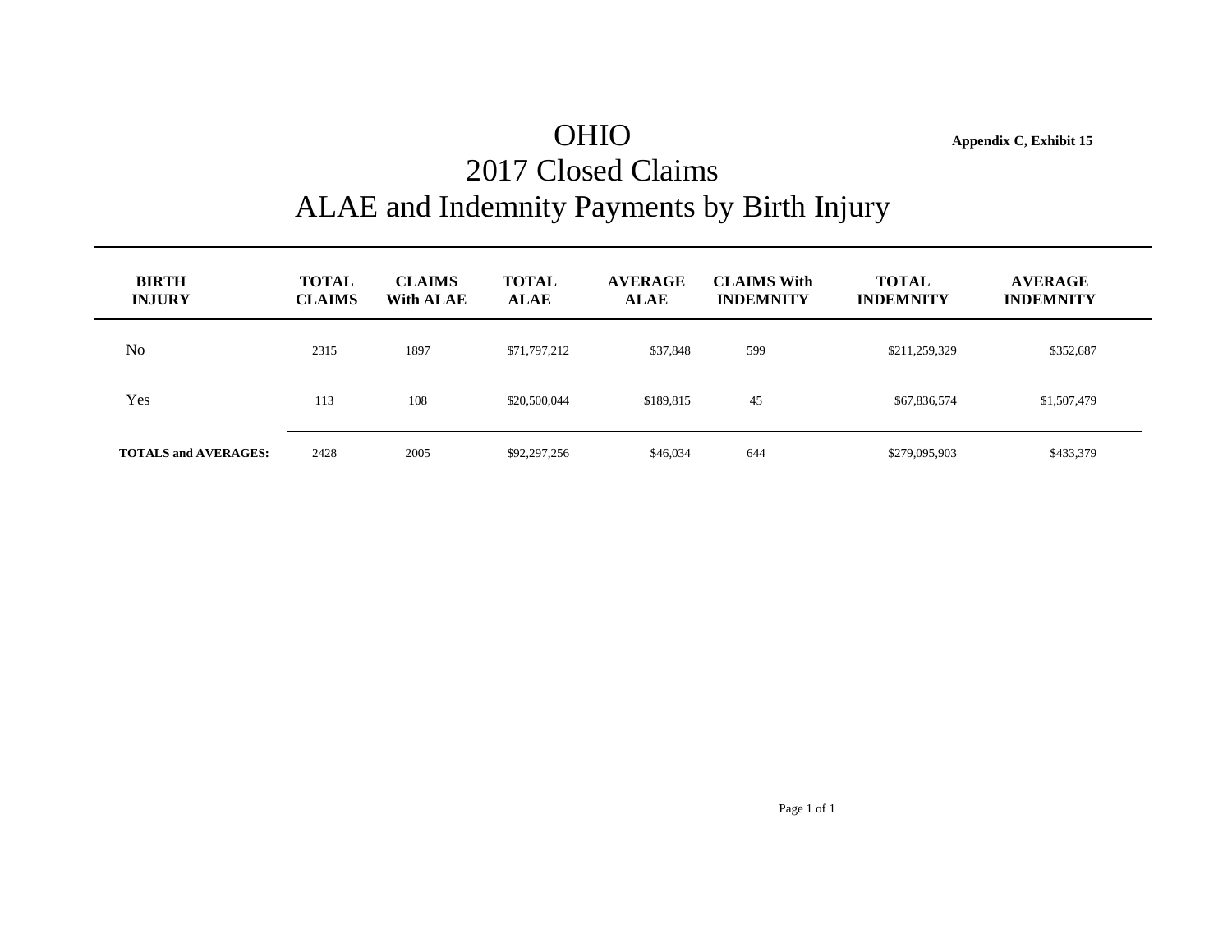Appendix C, Exhibit 15

# OHIO
## 2017 Closed Claims
## ALAE and Indemnity Payments by Birth Injury

| BIRTH INJURY | TOTAL CLAIMS | CLAIMS With ALAE | TOTAL ALAE | AVERAGE ALAE | CLAIMS With INDEMNITY | TOTAL INDEMNITY | AVERAGE INDEMNITY |
|---|---|---|---|---|---|---|---|
| No | 2315 | 1897 | $71,797,212 | $37,848 | 599 | $211,259,329 | $352,687 |
| Yes | 113 | 108 | $20,500,044 | $189,815 | 45 | $67,836,574 | $1,507,479 |
| **TOTALS and AVERAGES:** | 2428 | 2005 | $92,297,256 | $46,034 | 644 | $279,095,903 | $433,379 |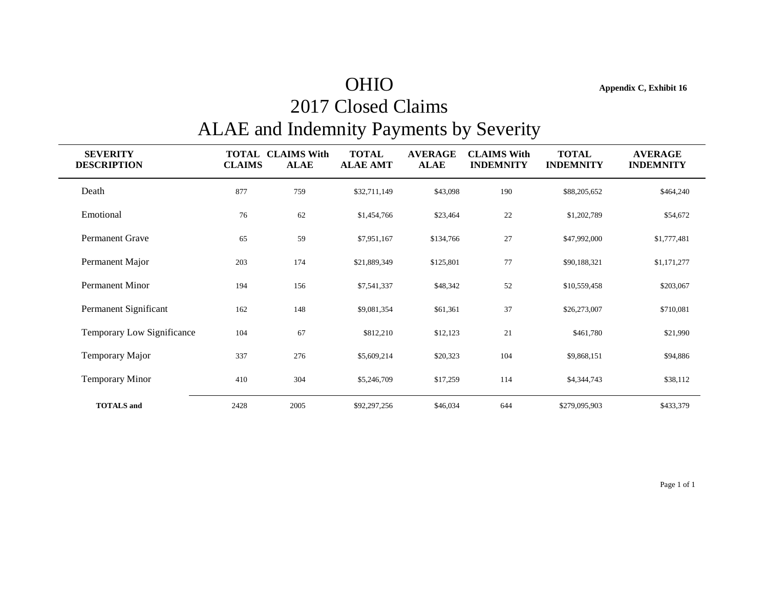Appendix C, Exhibit 16

# OHIO
# 2017 Closed Claims
# ALAE and Indemnity Payments by Severity

| SEVERITY DESCRIPTION | TOTAL CLAIMS | CLAIMS With ALAE | TOTAL ALAE AMT | AVERAGE ALAE | CLAIMS With INDEMNITY | TOTAL INDEMNITY | AVERAGE INDEMNITY |
|---|---|---|---|---|---|---|---|
| Death | 877 | 759 | $32,711,149 | $43,098 | 190 | $88,205,652 | $464,240 |
| Emotional | 76 | 62 | $1,454,766 | $23,464 | 22 | $1,202,789 | $54,672 |
| Permanent Grave | 65 | 59 | $7,951,167 | $134,766 | 27 | $47,992,000 | $1,777,481 |
| Permanent Major | 203 | 174 | $21,889,349 | $125,801 | 77 | $90,188,321 | $1,171,277 |
| Permanent Minor | 194 | 156 | $7,541,337 | $48,342 | 52 | $10,559,458 | $203,067 |
| Permanent Significant | 162 | 148 | $9,081,354 | $61,361 | 37 | $26,273,007 | $710,081 |
| Temporary Low Significance | 104 | 67 | $812,210 | $12,123 | 21 | $461,780 | $21,990 |
| Temporary Major | 337 | 276 | $5,609,214 | $20,323 | 104 | $9,868,151 | $94,886 |
| Temporary Minor | 410 | 304 | $5,246,709 | $17,259 | 114 | $4,344,743 | $38,112 |
| **TOTALS and** | 2428 | 2005 | $92,297,256 | $46,034 | 644 | $279,095,903 | $433,379 |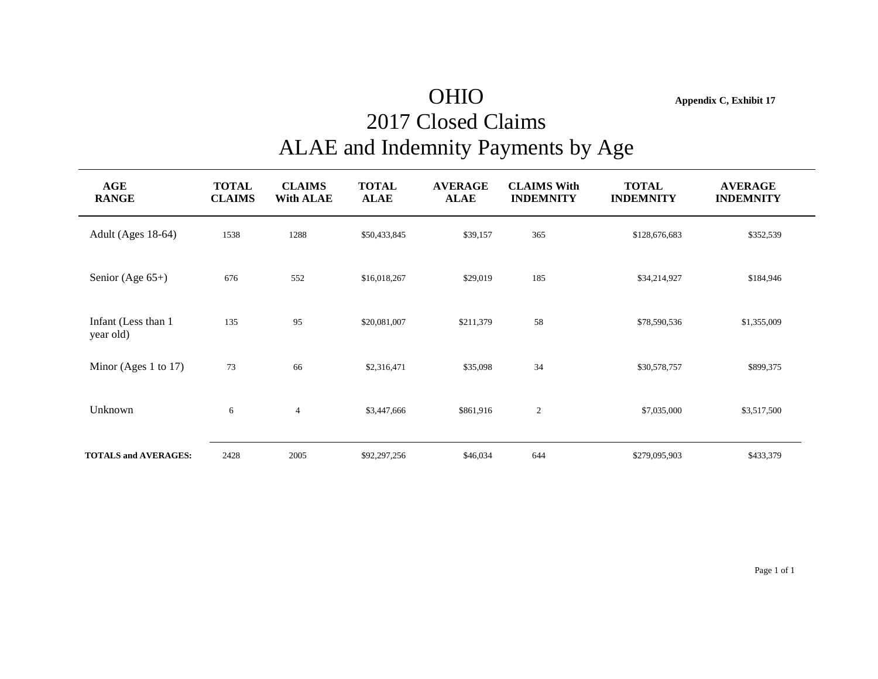**Appendix C, Exhibit 17**

# OHIO
## 2017 Closed Claims
## ALAE and Indemnity Payments by Age

| AGE RANGE | TOTAL CLAIMS | CLAIMS With ALAE | TOTAL ALAE | AVERAGE ALAE | CLAIMS With INDEMNITY | TOTAL INDEMNITY | AVERAGE INDEMNITY |
|---|---|---|---|---|---|---|---|
| Adult (Ages 18-64) | 1538 | 1288 | $50,433,845 | $39,157 | 365 | $128,676,683 | $352,539 |
| Senior (Age 65+) | 676 | 552 | $16,018,267 | $29,019 | 185 | $34,214,927 | $184,946 |
| Infant (Less than 1 year old) | 135 | 95 | $20,081,007 | $211,379 | 58 | $78,590,536 | $1,355,009 |
| Minor (Ages 1 to 17) | 73 | 66 | $2,316,471 | $35,098 | 34 | $30,578,757 | $899,375 |
| Unknown | 6 | 4 | $3,447,666 | $861,916 | 2 | $7,035,000 | $3,517,500 |
| **TOTALS and AVERAGES:** | 2428 | 2005 | $92,297,256 | $46,034 | 644 | $279,095,903 | $433,379 |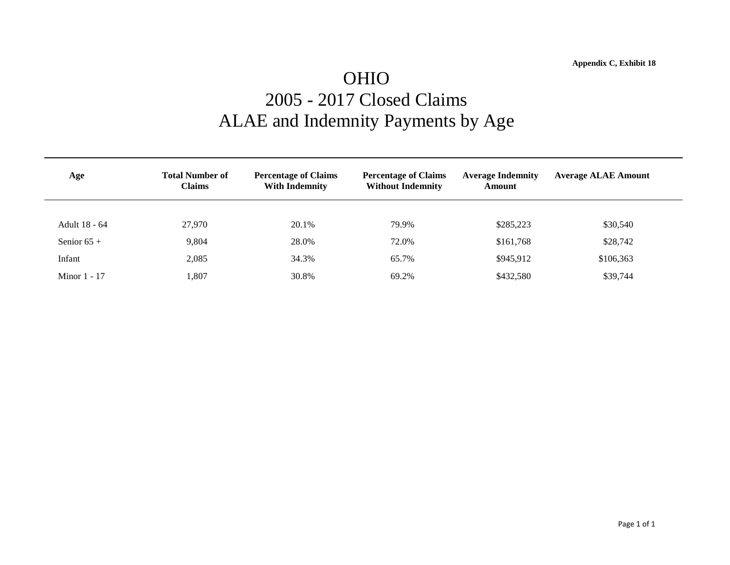Appendix C, Exhibit 18

# OHIO
# 2005 - 2017 Closed Claims
# ALAE and Indemnity Payments by Age

| Age | Total Number of Claims | Percentage of Claims With Indemnity | Percentage of Claims Without Indemnity | Average Indemnity Amount | Average ALAE Amount |
|---|---|---|---|---|---|
| Adult 18 - 64 | 27,970 | 20.1% | 79.9% | $285,223 | $30,540 |
| Senior 65 + | 9,804 | 28.0% | 72.0% | $161,768 | $28,742 |
| Infant | 2,085 | 34.3% | 65.7% | $945,912 | $106,363 |
| Minor 1 - 17 | 1,807 | 30.8% | 69.2% | $432,580 | $39,744 |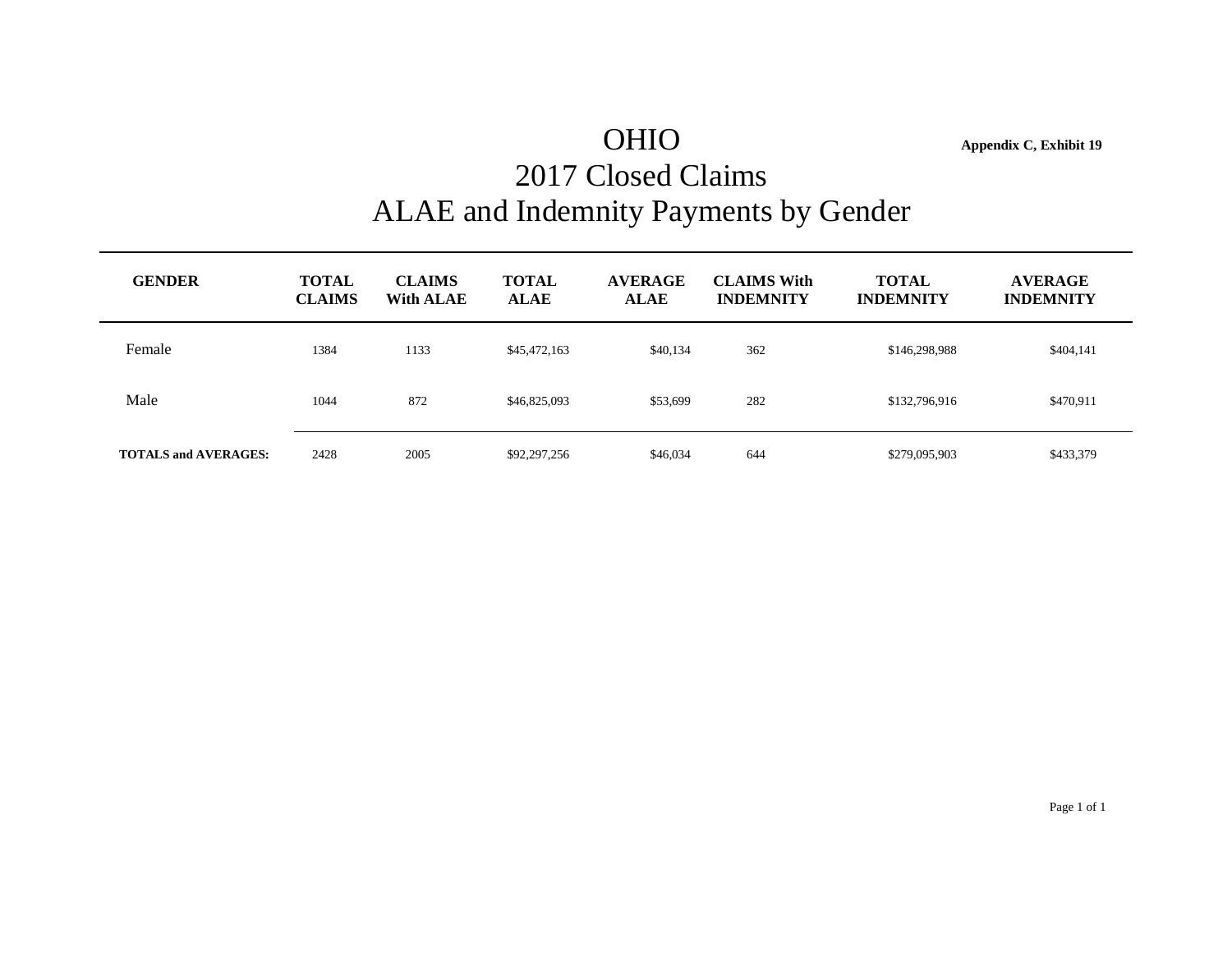**Appendix C, Exhibit 19**

# OHIO
# 2017 Closed Claims
# ALAE and Indemnity Payments by Gender

| GENDER | TOTAL CLAIMS | CLAIMS With ALAE | TOTAL ALAE | AVERAGE ALAE | CLAIMS With INDEMNITY | TOTAL INDEMNITY | AVERAGE INDEMNITY |
|---|---|---|---|---|---|---|---|
| Female | 1384 | 1133 | $45,472,163 | $40,134 | 362 | $146,298,988 | $404,141 |
| Male | 1044 | 872 | $46,825,093 | $53,699 | 282 | $132,796,916 | $470,911 |
| **TOTALS and AVERAGES:** | 2428 | 2005 | $92,297,256 | $46,034 | 644 | $279,095,903 | $433,379 |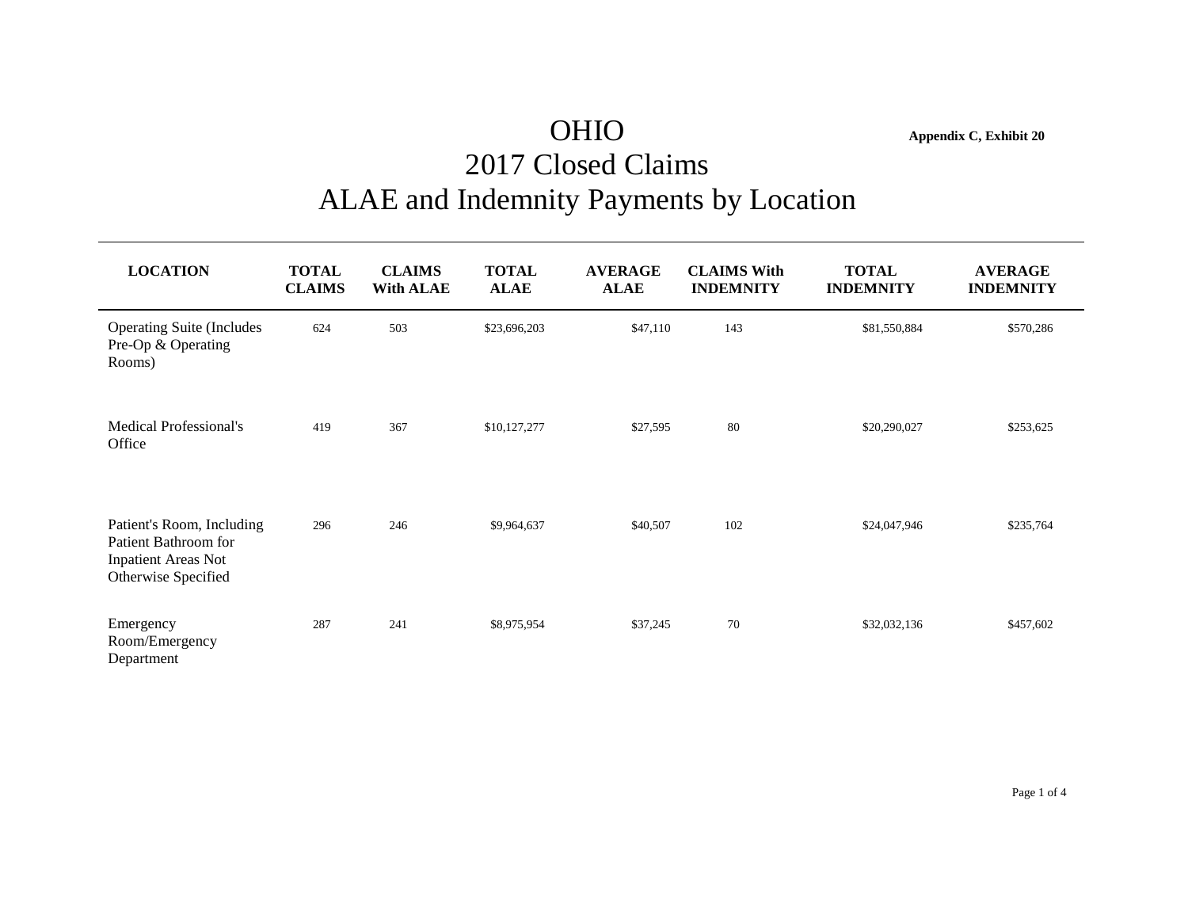# OHIO

**Appendix C, Exhibit 20**

## 2017 Closed Claims

## ALAE and Indemnity Payments by Location

| LOCATION | TOTAL CLAIMS | CLAIMS With ALAE | TOTAL ALAE | AVERAGE ALAE | CLAIMS With INDEMNITY | TOTAL INDEMNITY | AVERAGE INDEMNITY |
|---|---|---|---|---|---|---|---|
| Operating Suite (Includes Pre-Op & Operating Rooms) | 624 | 503 | $23,696,203 | $47,110 | 143 | $81,550,884 | $570,286 |
| Medical Professional's Office | 419 | 367 | $10,127,277 | $27,595 | 80 | $20,290,027 | $253,625 |
| Patient's Room, Including Patient Bathroom for Inpatient Areas Not Otherwise Specified | 296 | 246 | $9,964,637 | $40,507 | 102 | $24,047,946 | $235,764 |
| Emergency Room/Emergency Department | 287 | 241 | $8,975,954 | $37,245 | 70 | $32,032,136 | $457,602 |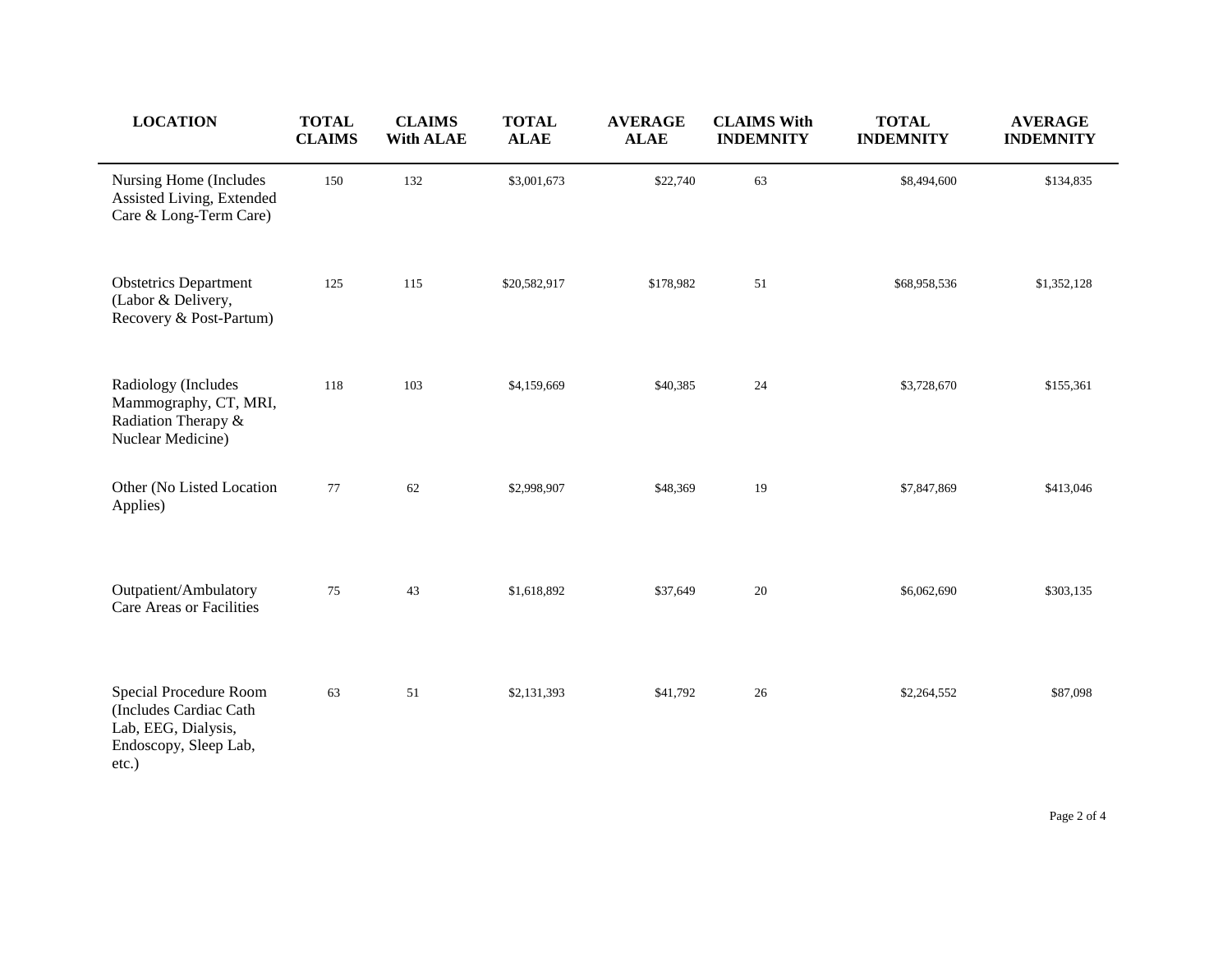| LOCATION | TOTAL CLAIMS | CLAIMS With ALAE | TOTAL ALAE | AVERAGE ALAE | CLAIMS With INDEMNITY | TOTAL INDEMNITY | AVERAGE INDEMNITY |
|---|---|---|---|---|---|---|---|
| Nursing Home (Includes Assisted Living, Extended Care & Long-Term Care) | 150 | 132 | $3,001,673 | $22,740 | 63 | $8,494,600 | $134,835 |
| Obstetrics Department (Labor & Delivery, Recovery & Post-Partum) | 125 | 115 | $20,582,917 | $178,982 | 51 | $68,958,536 | $1,352,128 |
| Radiology (Includes Mammography, CT, MRI, Radiation Therapy & Nuclear Medicine) | 118 | 103 | $4,159,669 | $40,385 | 24 | $3,728,670 | $155,361 |
| Other (No Listed Location Applies) | 77 | 62 | $2,998,907 | $48,369 | 19 | $7,847,869 | $413,046 |
| Outpatient/Ambulatory Care Areas or Facilities | 75 | 43 | $1,618,892 | $37,649 | 20 | $6,062,690 | $303,135 |
| Special Procedure Room (Includes Cardiac Cath Lab, EEG, Dialysis, Endoscopy, Sleep Lab, etc.) | 63 | 51 | $2,131,393 | $41,792 | 26 | $2,264,552 | $87,098 |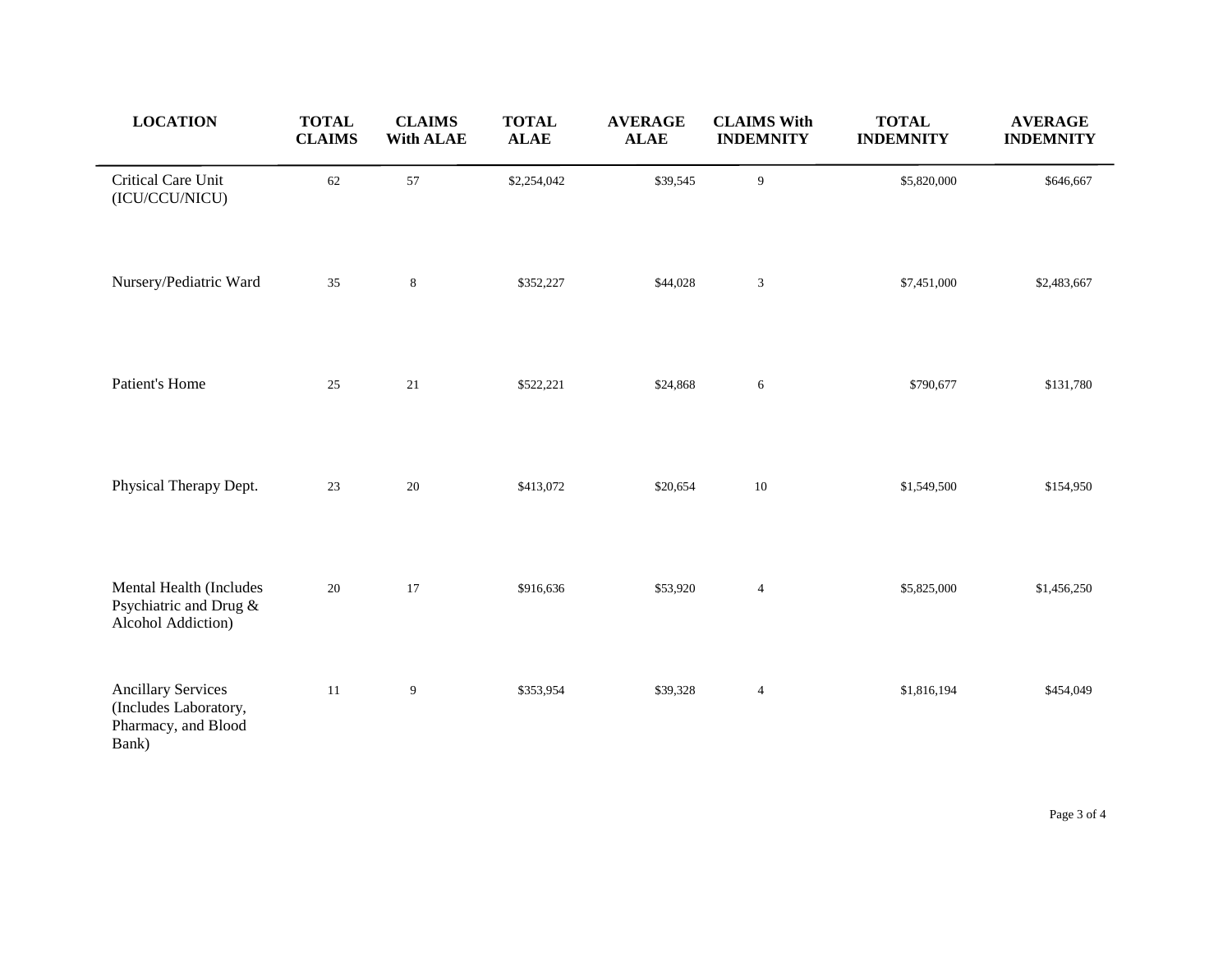| LOCATION | TOTAL CLAIMS | CLAIMS With ALAE | TOTAL ALAE | AVERAGE ALAE | CLAIMS With INDEMNITY | TOTAL INDEMNITY | AVERAGE INDEMNITY |
|---|---|---|---|---|---|---|---|
| Critical Care Unit (ICU/CCU/NICU) | 62 | 57 | $2,254,042 | $39,545 | 9 | $5,820,000 | $646,667 |
| Nursery/Pediatric Ward | 35 | 8 | $352,227 | $44,028 | 3 | $7,451,000 | $2,483,667 |
| Patient's Home | 25 | 21 | $522,221 | $24,868 | 6 | $790,677 | $131,780 |
| Physical Therapy Dept. | 23 | 20 | $413,072 | $20,654 | 10 | $1,549,500 | $154,950 |
| Mental Health (Includes Psychiatric and Drug & Alcohol Addiction) | 20 | 17 | $916,636 | $53,920 | 4 | $5,825,000 | $1,456,250 |
| Ancillary Services (Includes Laboratory, Pharmacy, and Blood Bank) | 11 | 9 | $353,954 | $39,328 | 4 | $1,816,194 | $454,049 |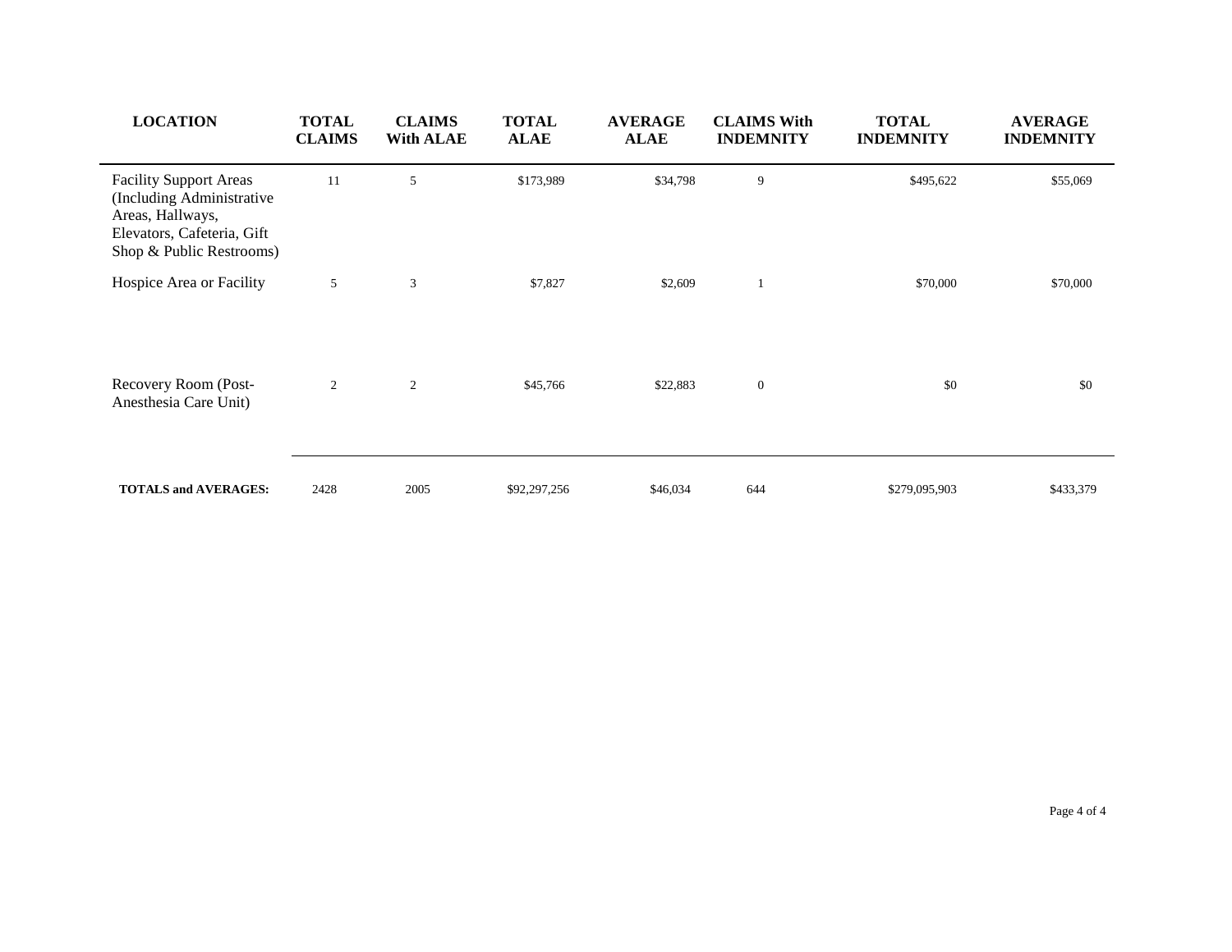| LOCATION | TOTAL CLAIMS | CLAIMS With ALAE | TOTAL ALAE | AVERAGE ALAE | CLAIMS With INDEMNITY | TOTAL INDEMNITY | AVERAGE INDEMNITY |
|---|---|---|---|---|---|---|---|
| Facility Support Areas (Including Administrative Areas, Hallways, Elevators, Cafeteria, Gift Shop & Public Restrooms) | 11 | 5 | $173,989 | $34,798 | 9 | $495,622 | $55,069 |
| Hospice Area or Facility | 5 | 3 | $7,827 | $2,609 | 1 | $70,000 | $70,000 |
| Recovery Room (Post-Anesthesia Care Unit) | 2 | 2 | $45,766 | $22,883 | 0 | $0 | $0 |
| **TOTALS and AVERAGES:** | 2428 | 2005 | $92,297,256 | $46,034 | 644 | $279,095,903 | $433,379 |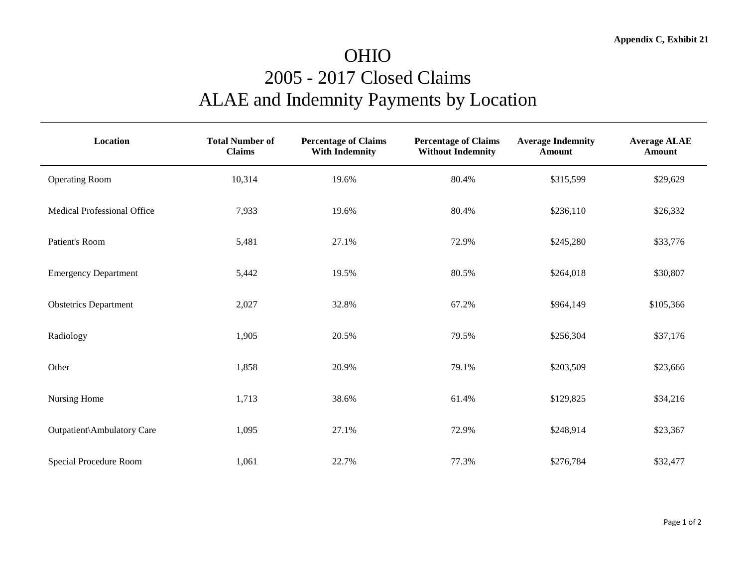**Appendix C, Exhibit 21**

# OHIO
# 2005 - 2017 Closed Claims
# ALAE and Indemnity Payments by Location

| Location | Total Number of Claims | Percentage of Claims With Indemnity | Percentage of Claims Without Indemnity | Average Indemnity Amount | Average ALAE Amount |
|---|---|---|---|---|---|
| Operating Room | 10,314 | 19.6% | 80.4% | $315,599 | $29,629 |
| Medical Professional Office | 7,933 | 19.6% | 80.4% | $236,110 | $26,332 |
| Patient's Room | 5,481 | 27.1% | 72.9% | $245,280 | $33,776 |
| Emergency Department | 5,442 | 19.5% | 80.5% | $264,018 | $30,807 |
| Obstetrics Department | 2,027 | 32.8% | 67.2% | $964,149 | $105,366 |
| Radiology | 1,905 | 20.5% | 79.5% | $256,304 | $37,176 |
| Other | 1,858 | 20.9% | 79.1% | $203,509 | $23,666 |
| Nursing Home | 1,713 | 38.6% | 61.4% | $129,825 | $34,216 |
| Outpatient\Ambulatory Care | 1,095 | 27.1% | 72.9% | $248,914 | $23,367 |
| Special Procedure Room | 1,061 | 22.7% | 77.3% | $276,784 | $32,477 |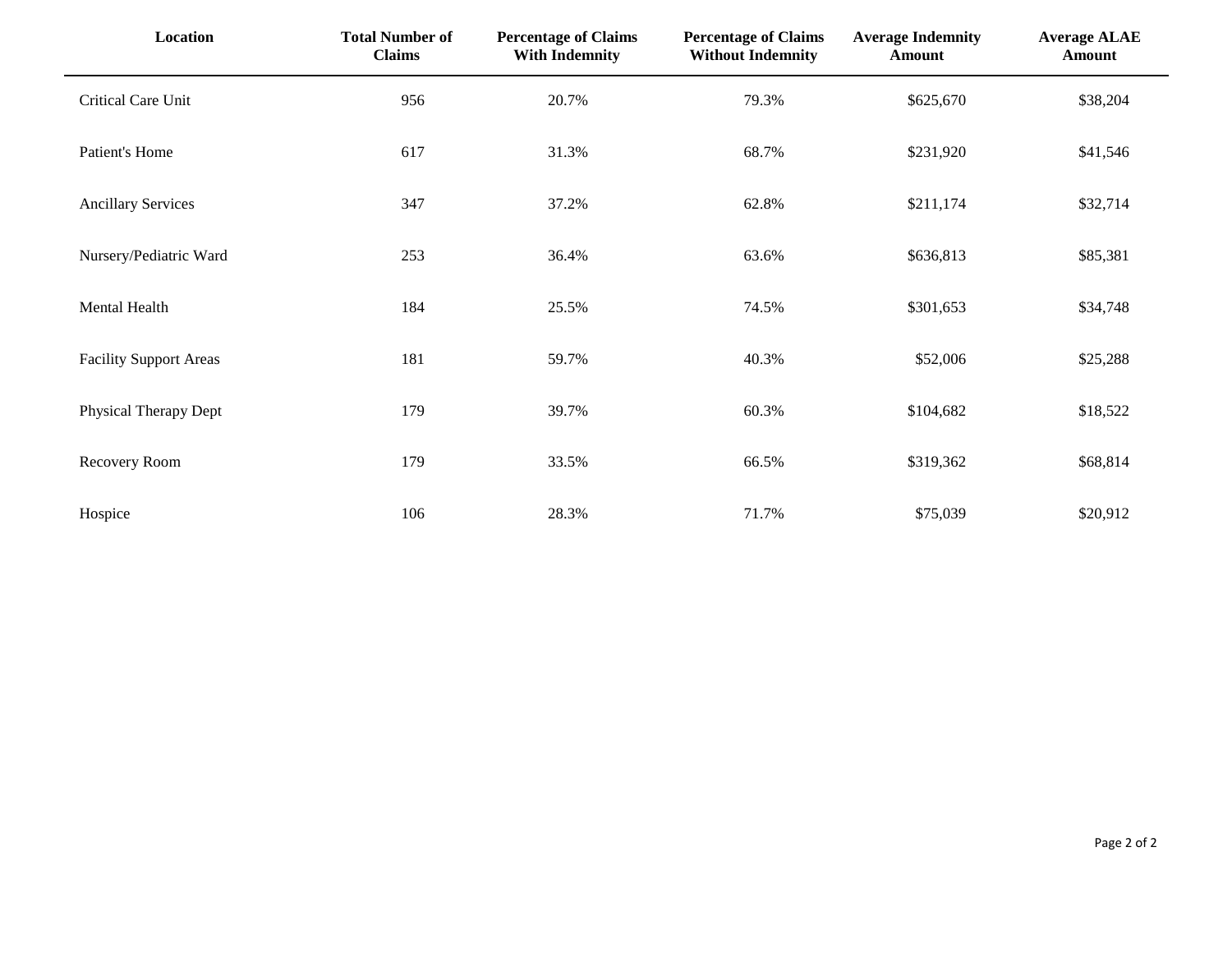| Location | Total Number of Claims | Percentage of Claims With Indemnity | Percentage of Claims Without Indemnity | Average Indemnity Amount | Average ALAE Amount |
|---|---|---|---|---|---|
| Critical Care Unit | 956 | 20.7% | 79.3% | $625,670 | $38,204 |
| Patient's Home | 617 | 31.3% | 68.7% | $231,920 | $41,546 |
| Ancillary Services | 347 | 37.2% | 62.8% | $211,174 | $32,714 |
| Nursery/Pediatric Ward | 253 | 36.4% | 63.6% | $636,813 | $85,381 |
| Mental Health | 184 | 25.5% | 74.5% | $301,653 | $34,748 |
| Facility Support Areas | 181 | 59.7% | 40.3% | $52,006 | $25,288 |
| Physical Therapy Dept | 179 | 39.7% | 60.3% | $104,682 | $18,522 |
| Recovery Room | 179 | 33.5% | 66.5% | $319,362 | $68,814 |
| Hospice | 106 | 28.3% | 71.7% | $75,039 | $20,912 |